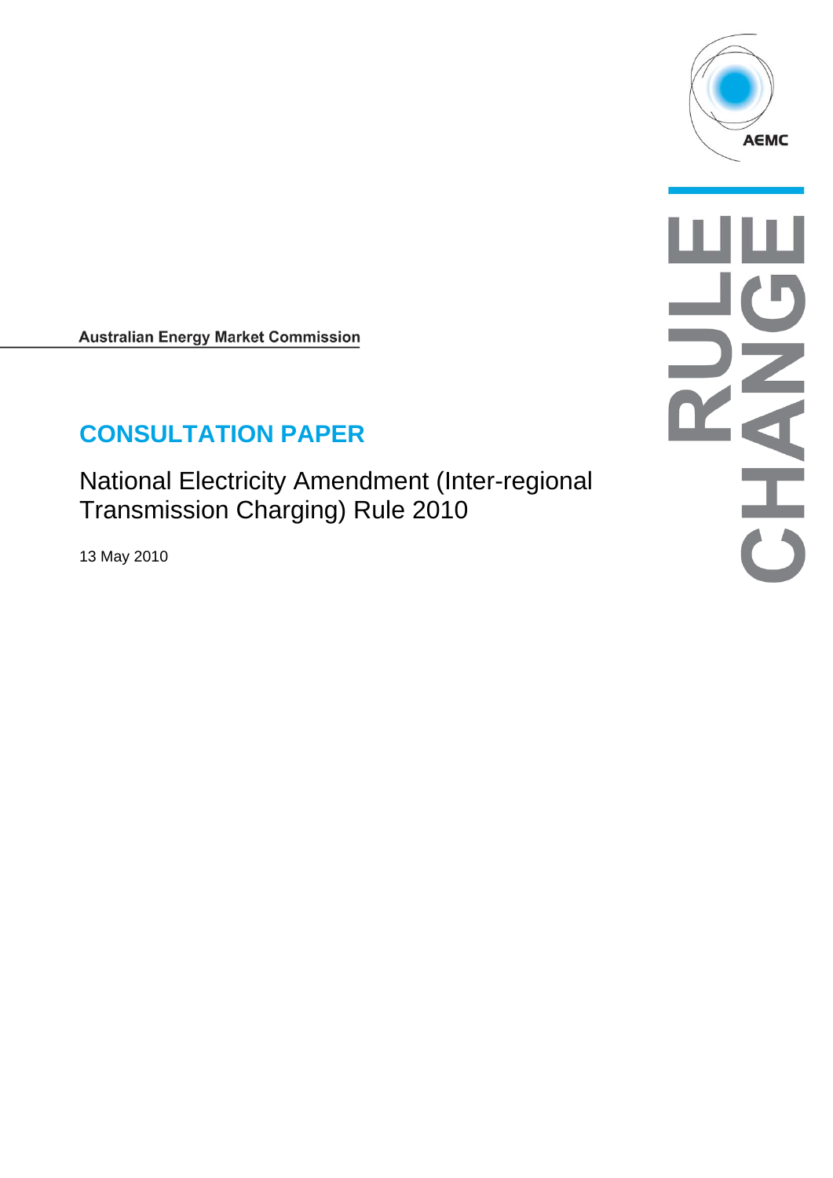AEMC

RULE CHANGE

**Australian Energy Market Commission**

# CONSULTATION PAPER

National Electricity Amendment (Inter-regional Transmission Charging) Rule 2010

13 May 2010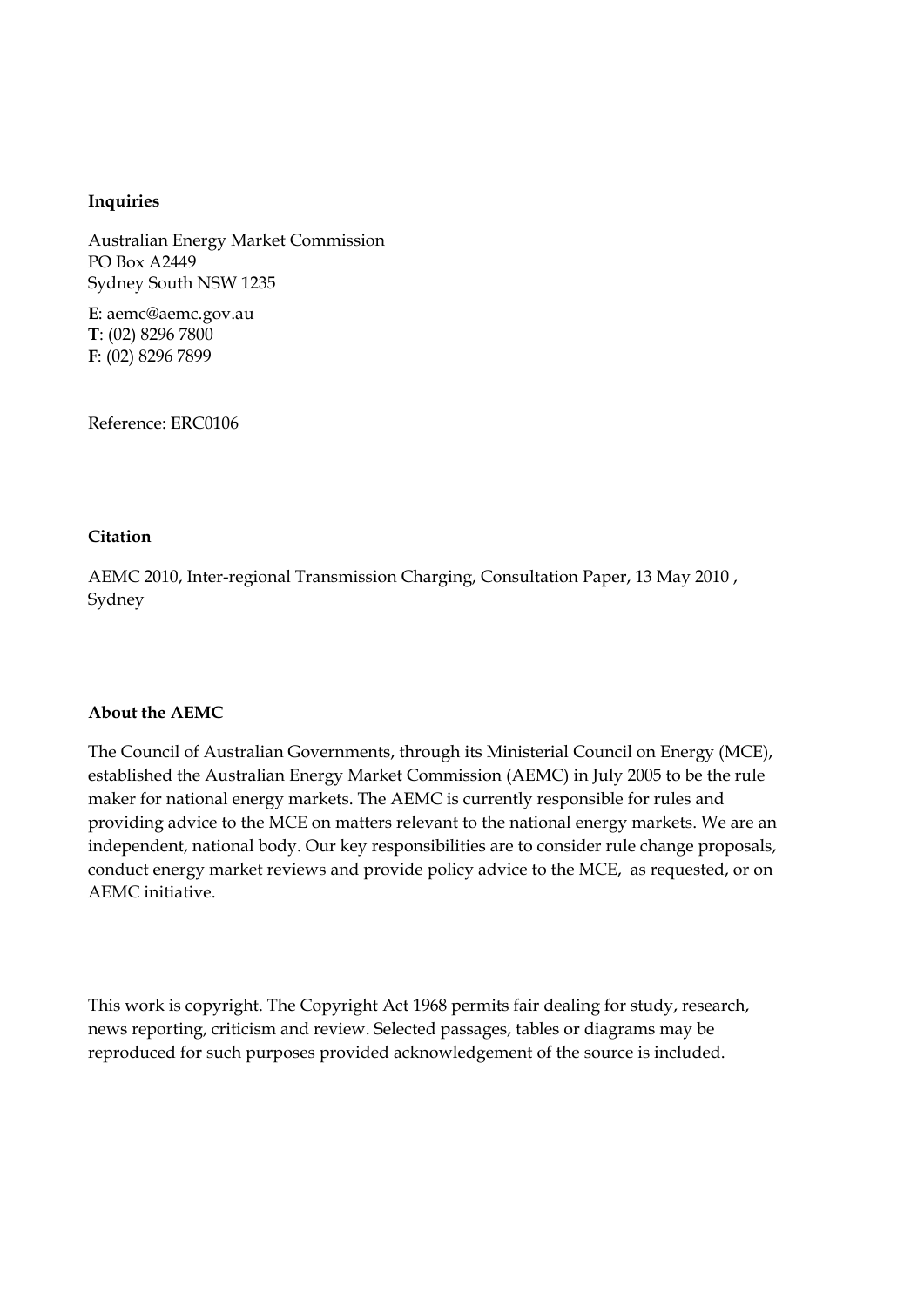**Inquiries**

Australian Energy Market Commission
PO Box A2449
Sydney South NSW 1235

**E**: aemc@aemc.gov.au
**T**: (02) 8296 7800
**F**: (02) 8296 7899

Reference: ERC0106

**Citation**

AEMC 2010, Inter-regional Transmission Charging, Consultation Paper, 13 May 2010 , Sydney

**About the AEMC**

The Council of Australian Governments, through its Ministerial Council on Energy (MCE), established the Australian Energy Market Commission (AEMC) in July 2005 to be the rule maker for national energy markets. The AEMC is currently responsible for rules and providing advice to the MCE on matters relevant to the national energy markets. We are an independent, national body. Our key responsibilities are to consider rule change proposals, conduct energy market reviews and provide policy advice to the MCE, as requested, or on AEMC initiative.

This work is copyright. The Copyright Act 1968 permits fair dealing for study, research, news reporting, criticism and review. Selected passages, tables or diagrams may be reproduced for such purposes provided acknowledgement of the source is included.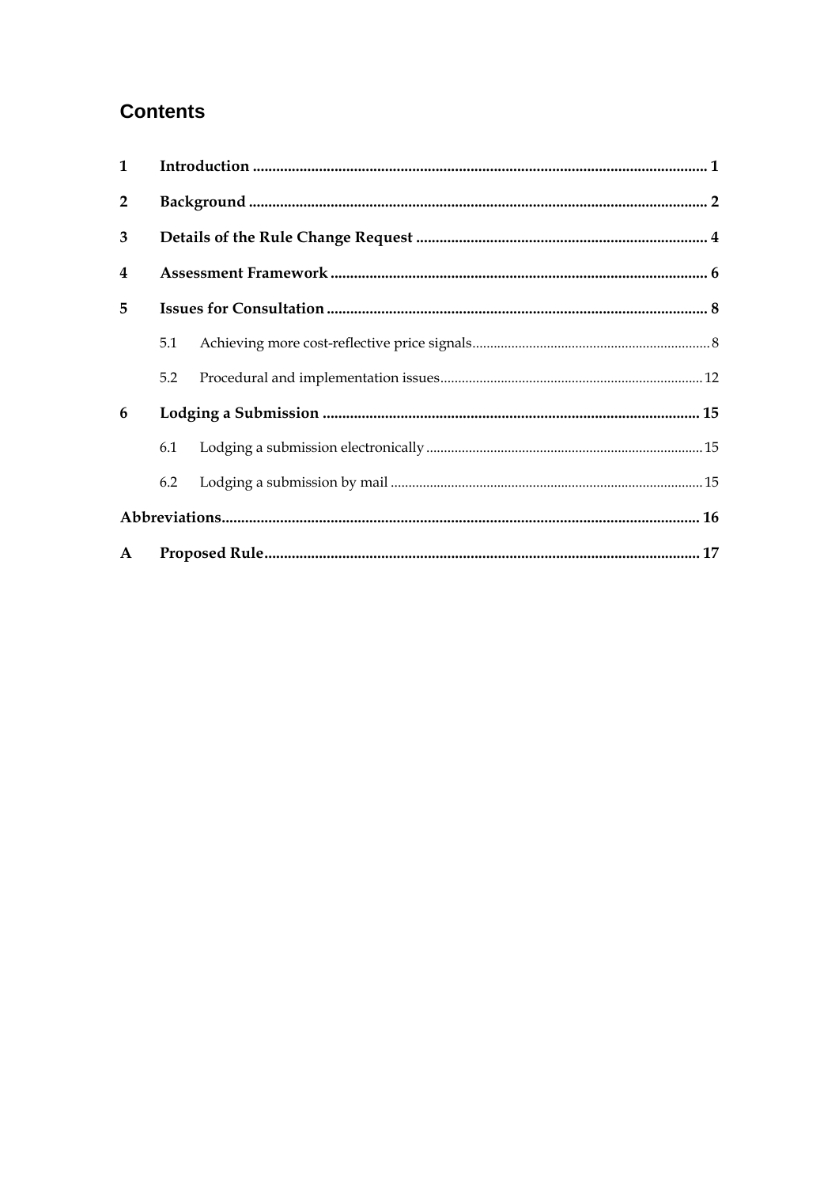# Contents

| | | |
|---|---|---|
| **1** | **Introduction** | **1** |
| **2** | **Background** | **2** |
| **3** | **Details of the Rule Change Request** | **4** |
| **4** | **Assessment Framework** | **6** |
| **5** | **Issues for Consultation** | **8** |
| 5.1 | Achieving more cost-reflective price signals | 8 |
| 5.2 | Procedural and implementation issues | 12 |
| **6** | **Lodging a Submission** | **15** |
| 6.1 | Lodging a submission electronically | 15 |
| 6.2 | Lodging a submission by mail | 15 |
| | **Abbreviations** | **16** |
| **A** | **Proposed Rule** | **17** |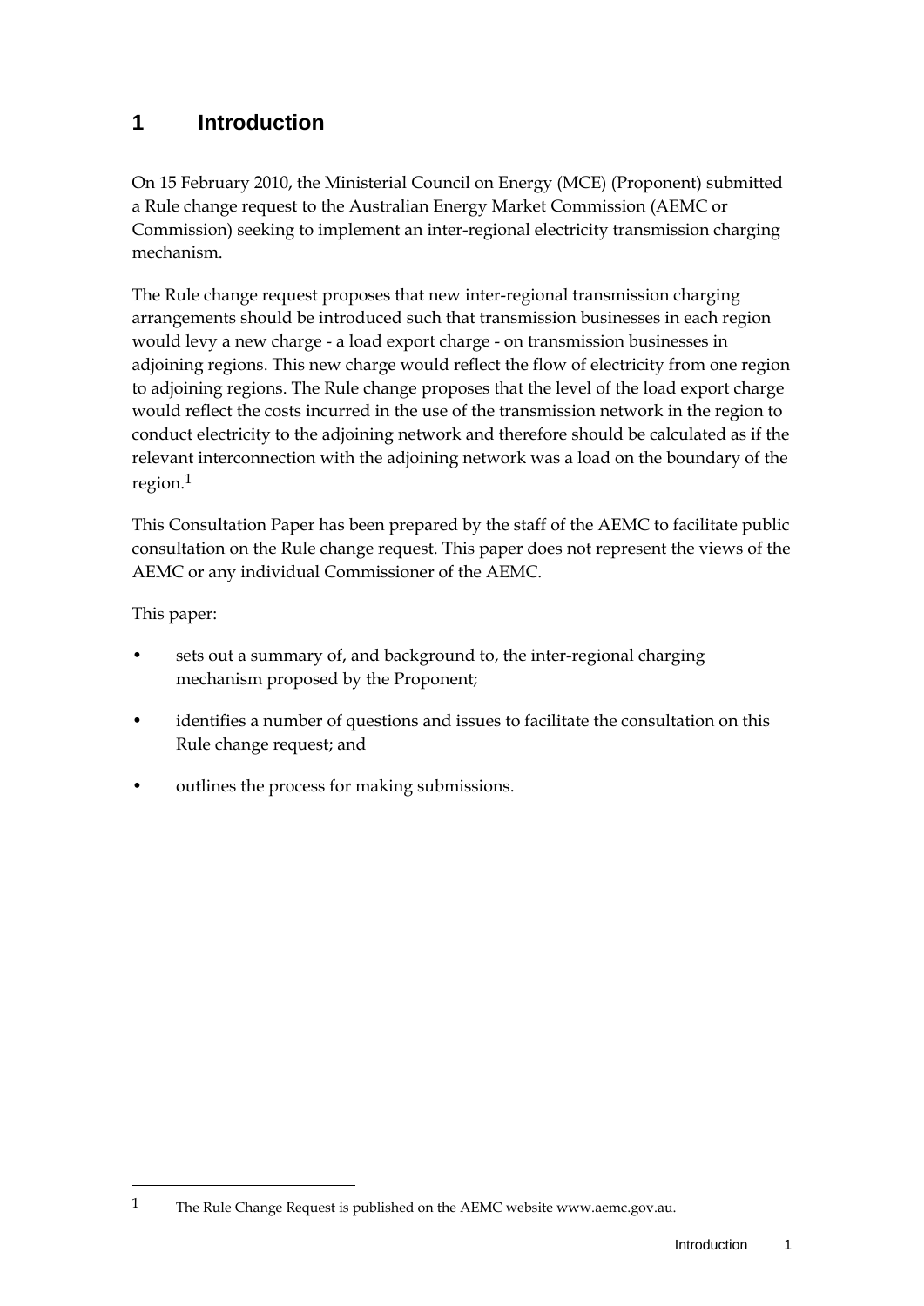# 1 Introduction

On 15 February 2010, the Ministerial Council on Energy (MCE) (Proponent) submitted a Rule change request to the Australian Energy Market Commission (AEMC or Commission) seeking to implement an inter-regional electricity transmission charging mechanism.

The Rule change request proposes that new inter-regional transmission charging arrangements should be introduced such that transmission businesses in each region would levy a new charge - a load export charge - on transmission businesses in adjoining regions. This new charge would reflect the flow of electricity from one region to adjoining regions. The Rule change proposes that the level of the load export charge would reflect the costs incurred in the use of the transmission network in the region to conduct electricity to the adjoining network and therefore should be calculated as if the relevant interconnection with the adjoining network was a load on the boundary of the region.[1]

This Consultation Paper has been prepared by the staff of the AEMC to facilitate public consultation on the Rule change request. This paper does not represent the views of the AEMC or any individual Commissioner of the AEMC.

This paper:

- sets out a summary of, and background to, the inter-regional charging mechanism proposed by the Proponent;
- identifies a number of questions and issues to facilitate the consultation on this Rule change request; and
- outlines the process for making submissions.

---

[1] The Rule Change Request is published on the AEMC website www.aemc.gov.au.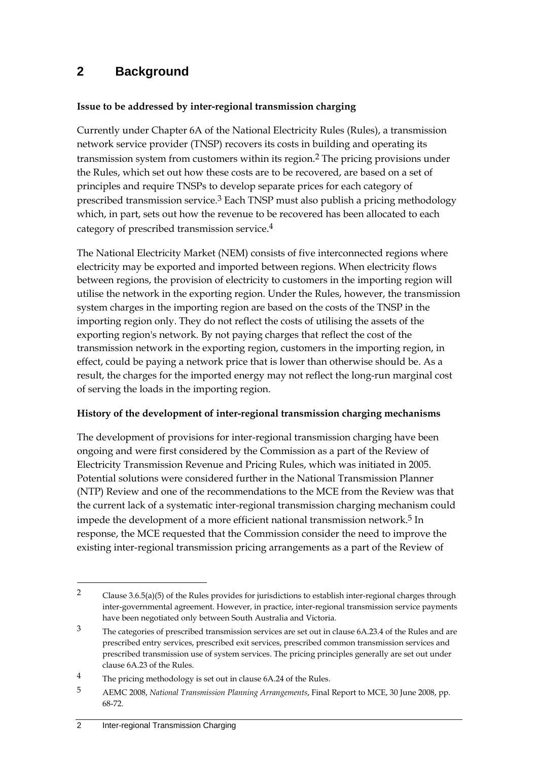# 2 Background

**Issue to be addressed by inter-regional transmission charging**

Currently under Chapter 6A of the National Electricity Rules (Rules), a transmission network service provider (TNSP) recovers its costs in building and operating its transmission system from customers within its region.[2] The pricing provisions under the Rules, which set out how these costs are to be recovered, are based on a set of principles and require TNSPs to develop separate prices for each category of prescribed transmission service.[3] Each TNSP must also publish a pricing methodology which, in part, sets out how the revenue to be recovered has been allocated to each category of prescribed transmission service.[4]

The National Electricity Market (NEM) consists of five interconnected regions where electricity may be exported and imported between regions. When electricity flows between regions, the provision of electricity to customers in the importing region will utilise the network in the exporting region. Under the Rules, however, the transmission system charges in the importing region are based on the costs of the TNSP in the importing region only. They do not reflect the costs of utilising the assets of the exporting region's network. By not paying charges that reflect the cost of the transmission network in the exporting region, customers in the importing region, in effect, could be paying a network price that is lower than otherwise should be. As a result, the charges for the imported energy may not reflect the long-run marginal cost of serving the loads in the importing region.

**History of the development of inter-regional transmission charging mechanisms**

The development of provisions for inter-regional transmission charging have been ongoing and were first considered by the Commission as a part of the Review of Electricity Transmission Revenue and Pricing Rules, which was initiated in 2005. Potential solutions were considered further in the National Transmission Planner (NTP) Review and one of the recommendations to the MCE from the Review was that the current lack of a systematic inter-regional transmission charging mechanism could impede the development of a more efficient national transmission network.[5] In response, the MCE requested that the Commission consider the need to improve the existing inter-regional transmission pricing arrangements as a part of the Review of

---

[2] Clause 3.6.5(a)(5) of the Rules provides for jurisdictions to establish inter-regional charges through inter-governmental agreement. However, in practice, inter-regional transmission service payments have been negotiated only between South Australia and Victoria.

[3] The categories of prescribed transmission services are set out in clause 6A.23.4 of the Rules and are prescribed entry services, prescribed exit services, prescribed common transmission services and prescribed transmission use of system services. The pricing principles generally are set out under clause 6A.23 of the Rules.

[4] The pricing methodology is set out in clause 6A.24 of the Rules.

[5] AEMC 2008, *National Transmission Planning Arrangements*, Final Report to MCE, 30 June 2008, pp. 68-72.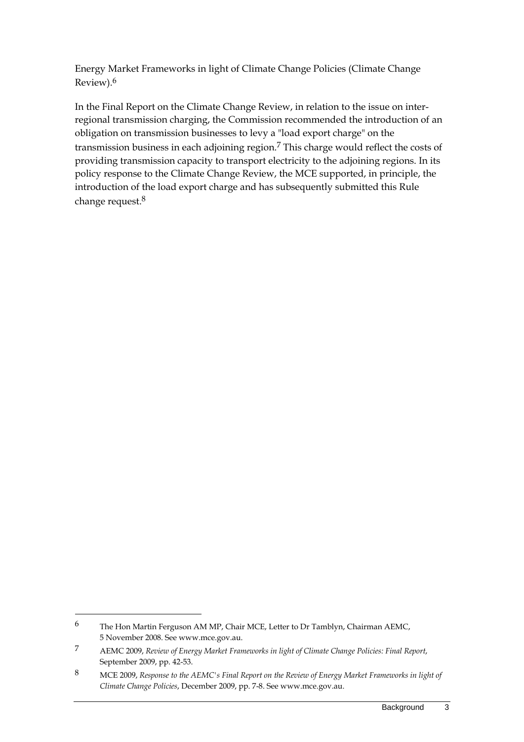Energy Market Frameworks in light of Climate Change Policies (Climate Change Review).[6]

In the Final Report on the Climate Change Review, in relation to the issue on inter-regional transmission charging, the Commission recommended the introduction of an obligation on transmission businesses to levy a "load export charge" on the transmission business in each adjoining region.[7] This charge would reflect the costs of providing transmission capacity to transport electricity to the adjoining regions. In its policy response to the Climate Change Review, the MCE supported, in principle, the introduction of the load export charge and has subsequently submitted this Rule change request.[8]

---

6 The Hon Martin Ferguson AM MP, Chair MCE, Letter to Dr Tamblyn, Chairman AEMC, 5 November 2008. See www.mce.gov.au.

7 AEMC 2009, *Review of Energy Market Frameworks in light of Climate Change Policies: Final Report*, September 2009, pp. 42-53.

8 MCE 2009, *Response to the AEMC's Final Report on the Review of Energy Market Frameworks in light of Climate Change Policies*, December 2009, pp. 7-8. See www.mce.gov.au.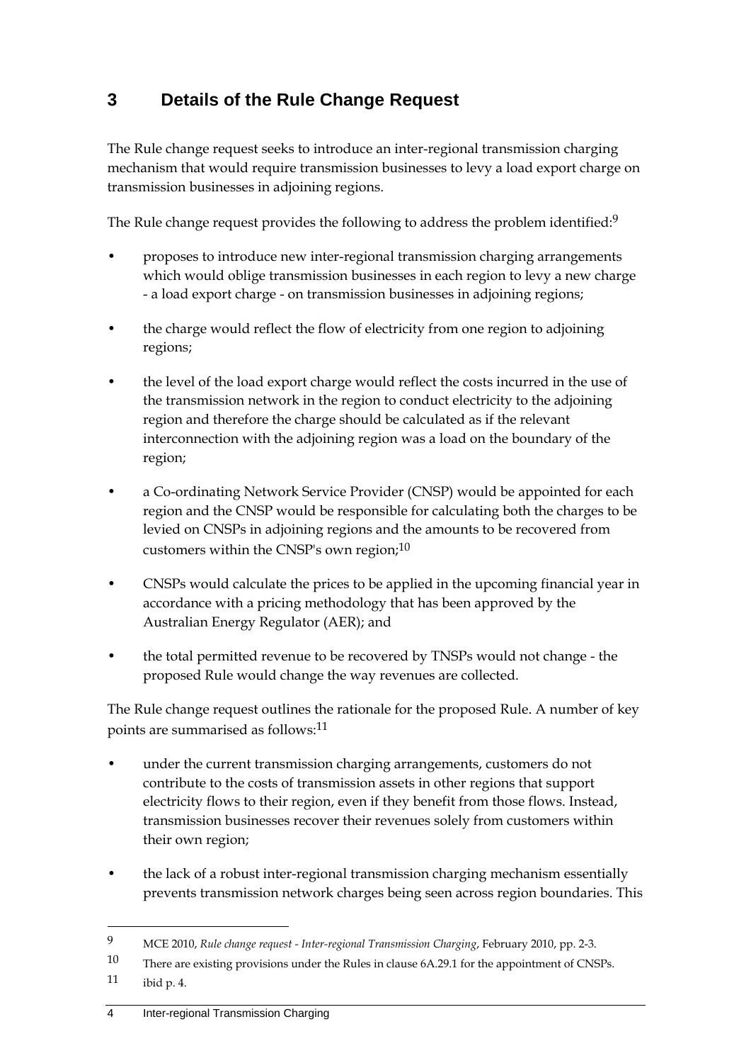# 3 Details of the Rule Change Request

The Rule change request seeks to introduce an inter-regional transmission charging mechanism that would require transmission businesses to levy a load export charge on transmission businesses in adjoining regions.

The Rule change request provides the following to address the problem identified:[9]

- proposes to introduce new inter-regional transmission charging arrangements which would oblige transmission businesses in each region to levy a new charge - a load export charge - on transmission businesses in adjoining regions;
- the charge would reflect the flow of electricity from one region to adjoining regions;
- the level of the load export charge would reflect the costs incurred in the use of the transmission network in the region to conduct electricity to the adjoining region and therefore the charge should be calculated as if the relevant interconnection with the adjoining region was a load on the boundary of the region;
- a Co-ordinating Network Service Provider (CNSP) would be appointed for each region and the CNSP would be responsible for calculating both the charges to be levied on CNSPs in adjoining regions and the amounts to be recovered from customers within the CNSP's own region;[10]
- CNSPs would calculate the prices to be applied in the upcoming financial year in accordance with a pricing methodology that has been approved by the Australian Energy Regulator (AER); and
- the total permitted revenue to be recovered by TNSPs would not change - the proposed Rule would change the way revenues are collected.

The Rule change request outlines the rationale for the proposed Rule. A number of key points are summarised as follows:[11]

- under the current transmission charging arrangements, customers do not contribute to the costs of transmission assets in other regions that support electricity flows to their region, even if they benefit from those flows. Instead, transmission businesses recover their revenues solely from customers within their own region;
- the lack of a robust inter-regional transmission charging mechanism essentially prevents transmission network charges being seen across region boundaries. This

---

9 MCE 2010, *Rule change request - Inter-regional Transmission Charging*, February 2010, pp. 2-3.

10 There are existing provisions under the Rules in clause 6A.29.1 for the appointment of CNSPs.

11 ibid p. 4.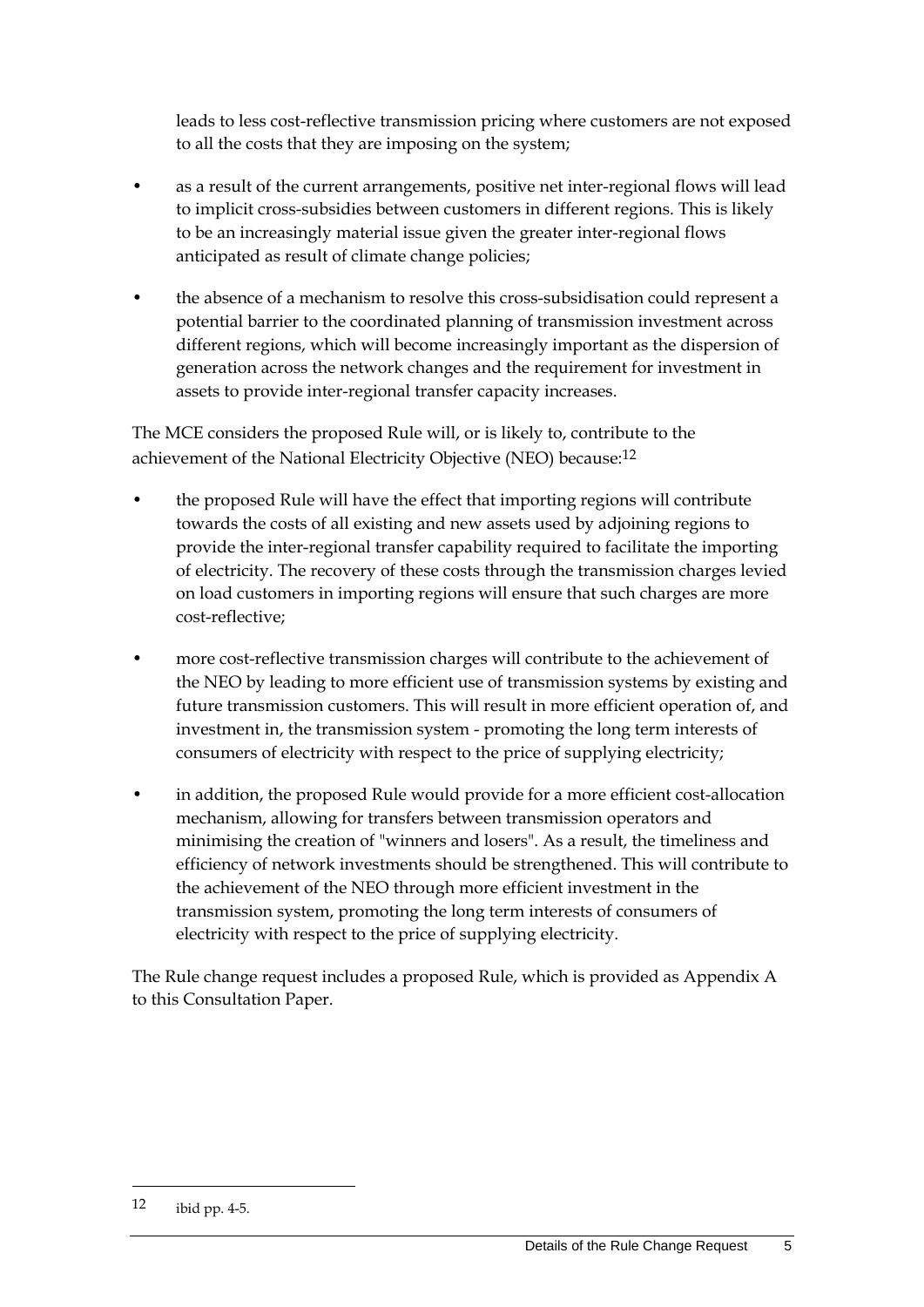leads to less cost-reflective transmission pricing where customers are not exposed to all the costs that they are imposing on the system;

- as a result of the current arrangements, positive net inter-regional flows will lead to implicit cross-subsidies between customers in different regions. This is likely to be an increasingly material issue given the greater inter-regional flows anticipated as result of climate change policies;
- the absence of a mechanism to resolve this cross-subsidisation could represent a potential barrier to the coordinated planning of transmission investment across different regions, which will become increasingly important as the dispersion of generation across the network changes and the requirement for investment in assets to provide inter-regional transfer capacity increases.

The MCE considers the proposed Rule will, or is likely to, contribute to the achievement of the National Electricity Objective (NEO) because:[12]

- the proposed Rule will have the effect that importing regions will contribute towards the costs of all existing and new assets used by adjoining regions to provide the inter-regional transfer capability required to facilitate the importing of electricity. The recovery of these costs through the transmission charges levied on load customers in importing regions will ensure that such charges are more cost-reflective;
- more cost-reflective transmission charges will contribute to the achievement of the NEO by leading to more efficient use of transmission systems by existing and future transmission customers. This will result in more efficient operation of, and investment in, the transmission system - promoting the long term interests of consumers of electricity with respect to the price of supplying electricity;
- in addition, the proposed Rule would provide for a more efficient cost-allocation mechanism, allowing for transfers between transmission operators and minimising the creation of "winners and losers". As a result, the timeliness and efficiency of network investments should be strengthened. This will contribute to the achievement of the NEO through more efficient investment in the transmission system, promoting the long term interests of consumers of electricity with respect to the price of supplying electricity.

The Rule change request includes a proposed Rule, which is provided as Appendix A to this Consultation Paper.

---

12 ibid pp. 4-5.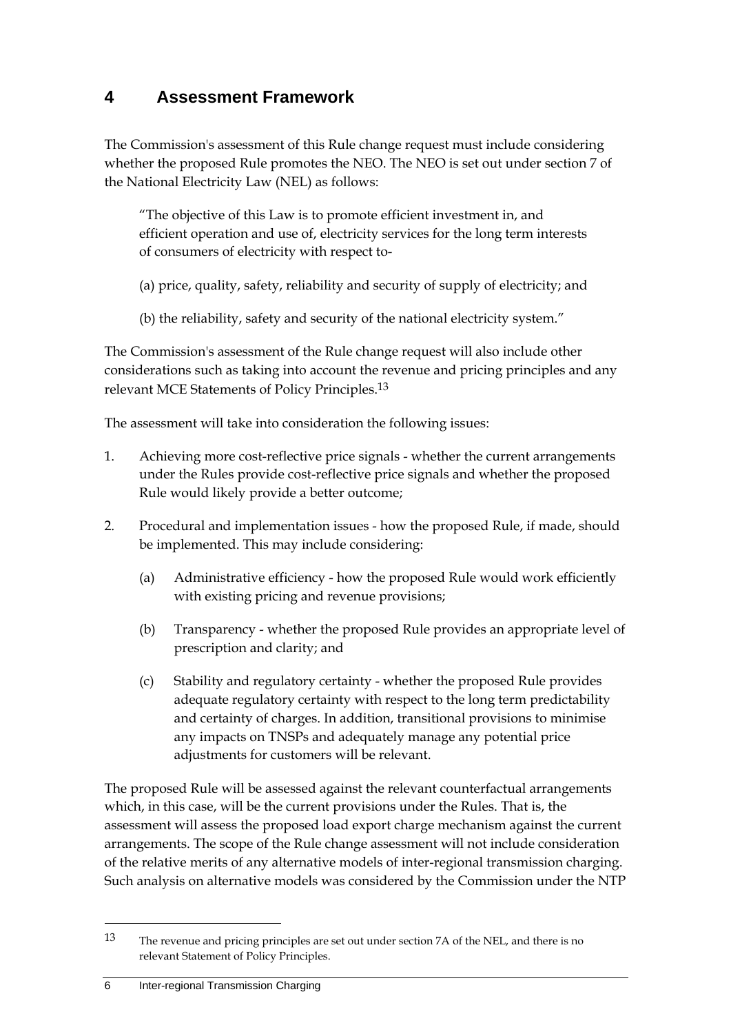# 4 Assessment Framework

The Commission's assessment of this Rule change request must include considering whether the proposed Rule promotes the NEO. The NEO is set out under section 7 of the National Electricity Law (NEL) as follows:

> "The objective of this Law is to promote efficient investment in, and efficient operation and use of, electricity services for the long term interests of consumers of electricity with respect to-
>
> (a) price, quality, safety, reliability and security of supply of electricity; and
>
> (b) the reliability, safety and security of the national electricity system."

The Commission's assessment of the Rule change request will also include other considerations such as taking into account the revenue and pricing principles and any relevant MCE Statements of Policy Principles.[13]

The assessment will take into consideration the following issues:

1. Achieving more cost-reflective price signals - whether the current arrangements under the Rules provide cost-reflective price signals and whether the proposed Rule would likely provide a better outcome;
2. Procedural and implementation issues - how the proposed Rule, if made, should be implemented. This may include considering:
   (a) Administrative efficiency - how the proposed Rule would work efficiently with existing pricing and revenue provisions;
   (b) Transparency - whether the proposed Rule provides an appropriate level of prescription and clarity; and
   (c) Stability and regulatory certainty - whether the proposed Rule provides adequate regulatory certainty with respect to the long term predictability and certainty of charges. In addition, transitional provisions to minimise any impacts on TNSPs and adequately manage any potential price adjustments for customers will be relevant.

The proposed Rule will be assessed against the relevant counterfactual arrangements which, in this case, will be the current provisions under the Rules. That is, the assessment will assess the proposed load export charge mechanism against the current arrangements. The scope of the Rule change assessment will not include consideration of the relative merits of any alternative models of inter-regional transmission charging. Such analysis on alternative models was considered by the Commission under the NTP

---

[13] The revenue and pricing principles are set out under section 7A of the NEL, and there is no relevant Statement of Policy Principles.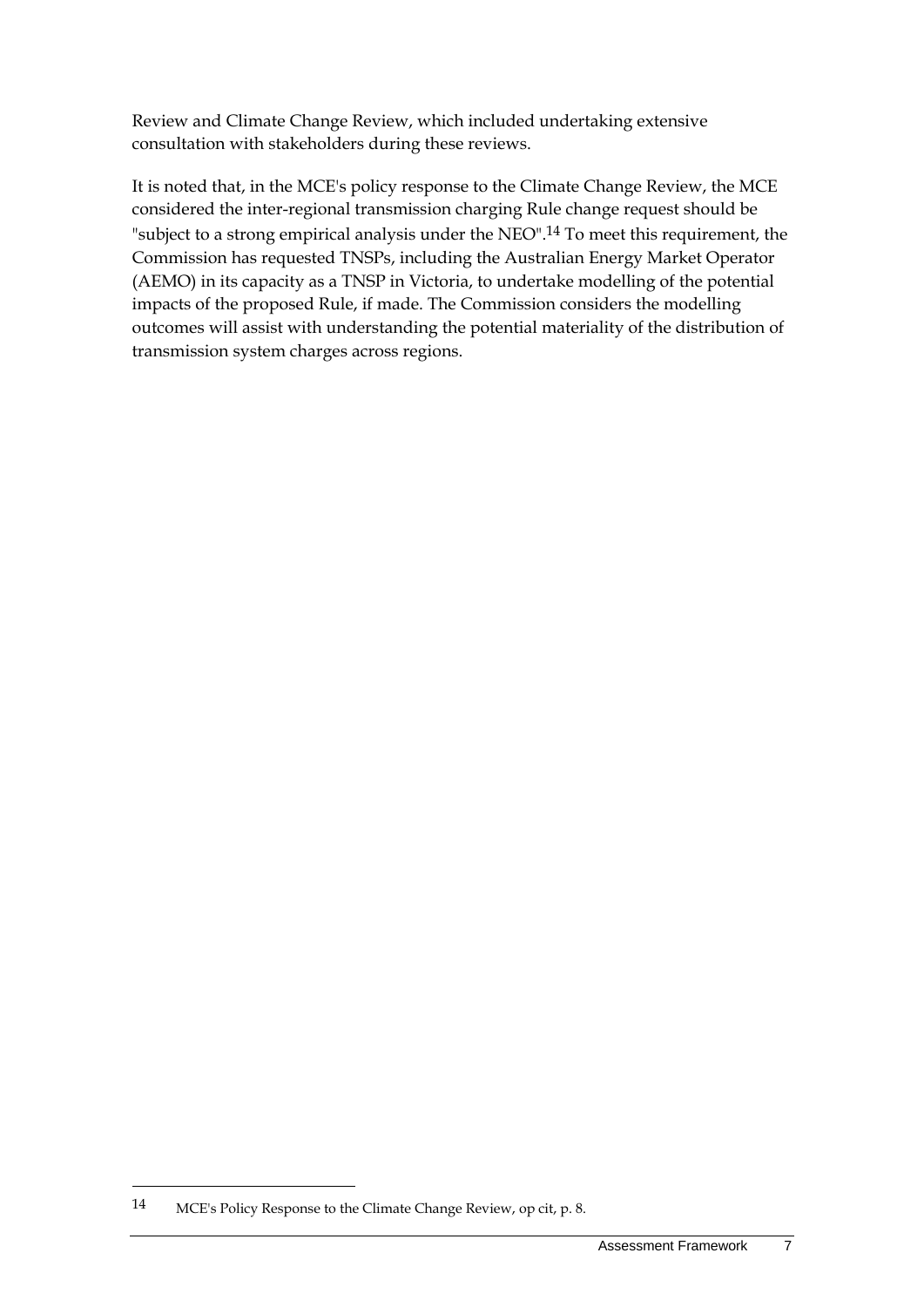Review and Climate Change Review, which included undertaking extensive consultation with stakeholders during these reviews.

It is noted that, in the MCE's policy response to the Climate Change Review, the MCE considered the inter-regional transmission charging Rule change request should be "subject to a strong empirical analysis under the NEO".[14] To meet this requirement, the Commission has requested TNSPs, including the Australian Energy Market Operator (AEMO) in its capacity as a TNSP in Victoria, to undertake modelling of the potential impacts of the proposed Rule, if made. The Commission considers the modelling outcomes will assist with understanding the potential materiality of the distribution of transmission system charges across regions.

---

14 MCE's Policy Response to the Climate Change Review, op cit, p. 8.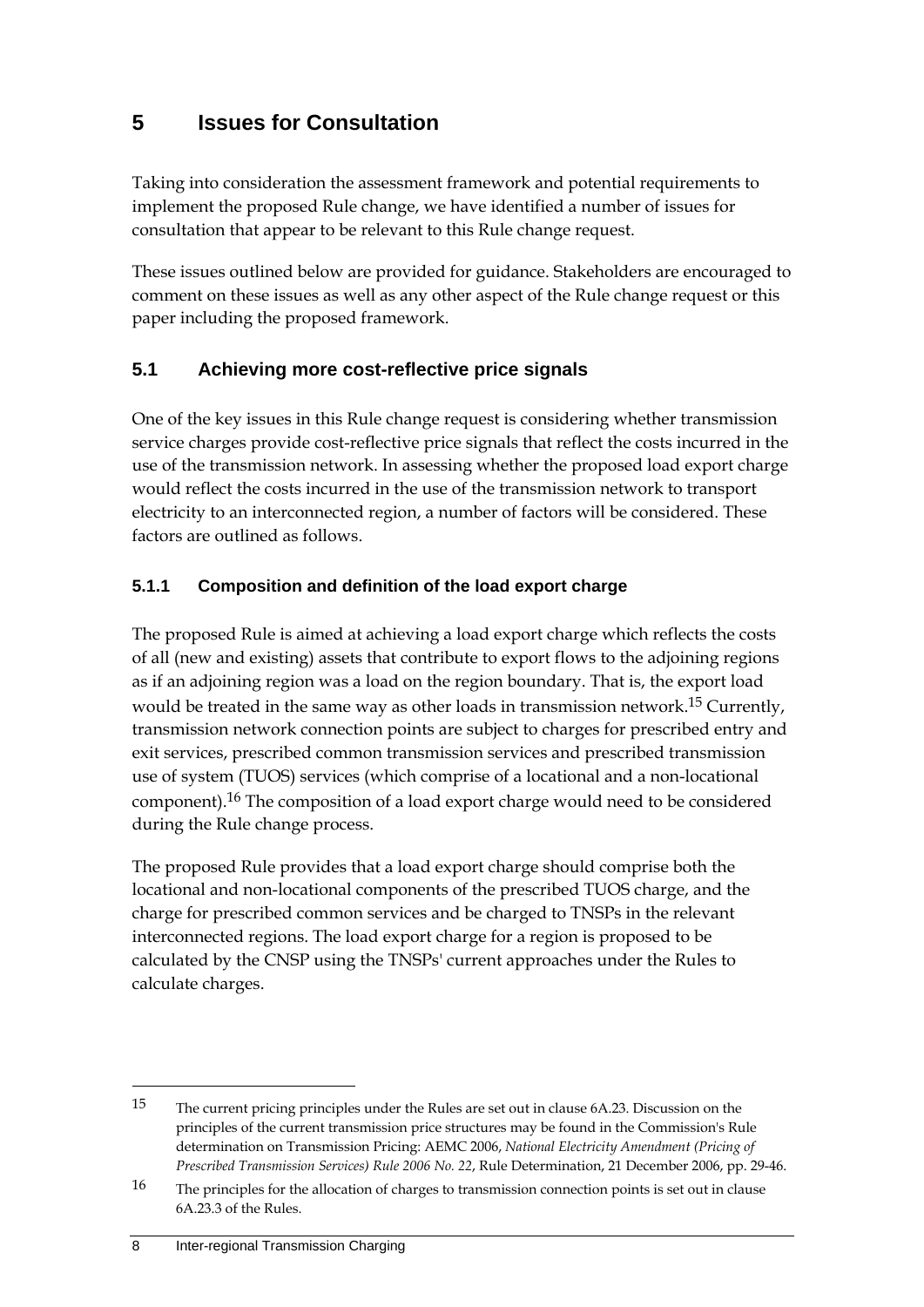# 5 Issues for Consultation

Taking into consideration the assessment framework and potential requirements to implement the proposed Rule change, we have identified a number of issues for consultation that appear to be relevant to this Rule change request.

These issues outlined below are provided for guidance. Stakeholders are encouraged to comment on these issues as well as any other aspect of the Rule change request or this paper including the proposed framework.

## 5.1 Achieving more cost-reflective price signals

One of the key issues in this Rule change request is considering whether transmission service charges provide cost-reflective price signals that reflect the costs incurred in the use of the transmission network. In assessing whether the proposed load export charge would reflect the costs incurred in the use of the transmission network to transport electricity to an interconnected region, a number of factors will be considered. These factors are outlined as follows.

### 5.1.1 Composition and definition of the load export charge

The proposed Rule is aimed at achieving a load export charge which reflects the costs of all (new and existing) assets that contribute to export flows to the adjoining regions as if an adjoining region was a load on the region boundary. That is, the export load would be treated in the same way as other loads in transmission network.[15] Currently, transmission network connection points are subject to charges for prescribed entry and exit services, prescribed common transmission services and prescribed transmission use of system (TUOS) services (which comprise of a locational and a non-locational component).[16] The composition of a load export charge would need to be considered during the Rule change process.

The proposed Rule provides that a load export charge should comprise both the locational and non-locational components of the prescribed TUOS charge, and the charge for prescribed common services and be charged to TNSPs in the relevant interconnected regions. The load export charge for a region is proposed to be calculated by the CNSP using the TNSPs' current approaches under the Rules to calculate charges.

---

15 The current pricing principles under the Rules are set out in clause 6A.23. Discussion on the principles of the current transmission price structures may be found in the Commission's Rule determination on Transmission Pricing: AEMC 2006, *National Electricity Amendment (Pricing of Prescribed Transmission Services) Rule 2006 No. 22*, Rule Determination, 21 December 2006, pp. 29-46.

16 The principles for the allocation of charges to transmission connection points is set out in clause 6A.23.3 of the Rules.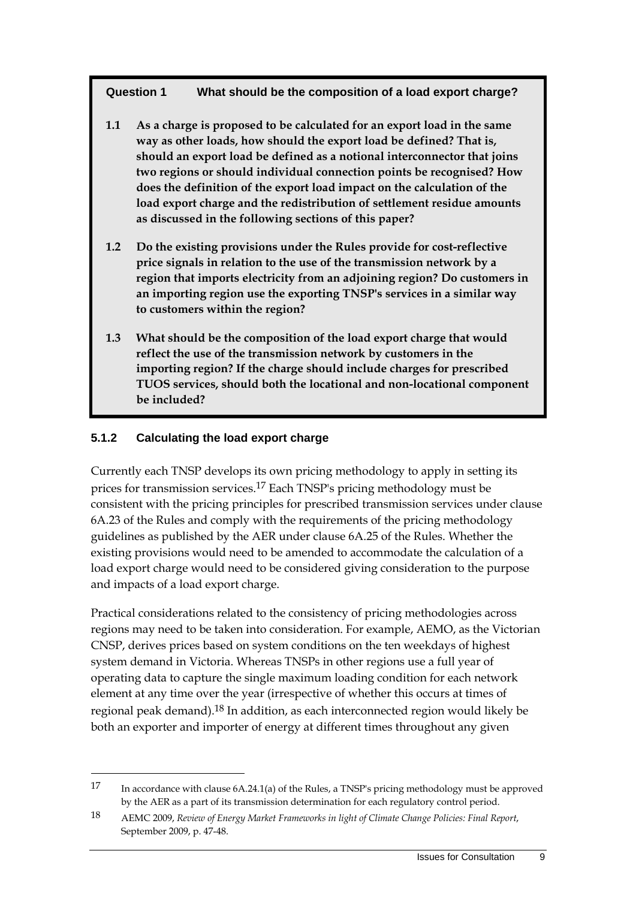**Question 1 What should be the composition of a load export charge?**

**1.1 As a charge is proposed to be calculated for an export load in the same way as other loads, how should the export load be defined? That is, should an export load be defined as a notional interconnector that joins two regions or should individual connection points be recognised? How does the definition of the export load impact on the calculation of the load export charge and the redistribution of settlement residue amounts as discussed in the following sections of this paper?**

**1.2 Do the existing provisions under the Rules provide for cost-reflective price signals in relation to the use of the transmission network by a region that imports electricity from an adjoining region? Do customers in an importing region use the exporting TNSP's services in a similar way to customers within the region?**

**1.3 What should be the composition of the load export charge that would reflect the use of the transmission network by customers in the importing region? If the charge should include charges for prescribed TUOS services, should both the locational and non-locational component be included?**

### 5.1.2 Calculating the load export charge

Currently each TNSP develops its own pricing methodology to apply in setting its prices for transmission services.[17] Each TNSP's pricing methodology must be consistent with the pricing principles for prescribed transmission services under clause 6A.23 of the Rules and comply with the requirements of the pricing methodology guidelines as published by the AER under clause 6A.25 of the Rules. Whether the existing provisions would need to be amended to accommodate the calculation of a load export charge would need to be considered giving consideration to the purpose and impacts of a load export charge.

Practical considerations related to the consistency of pricing methodologies across regions may need to be taken into consideration. For example, AEMO, as the Victorian CNSP, derives prices based on system conditions on the ten weekdays of highest system demand in Victoria. Whereas TNSPs in other regions use a full year of operating data to capture the single maximum loading condition for each network element at any time over the year (irrespective of whether this occurs at times of regional peak demand).[18] In addition, as each interconnected region would likely be both an exporter and importer of energy at different times throughout any given

---

17 In accordance with clause 6A.24.1(a) of the Rules, a TNSP's pricing methodology must be approved by the AER as a part of its transmission determination for each regulatory control period.

18 AEMC 2009, *Review of Energy Market Frameworks in light of Climate Change Policies: Final Report*, September 2009, p. 47-48.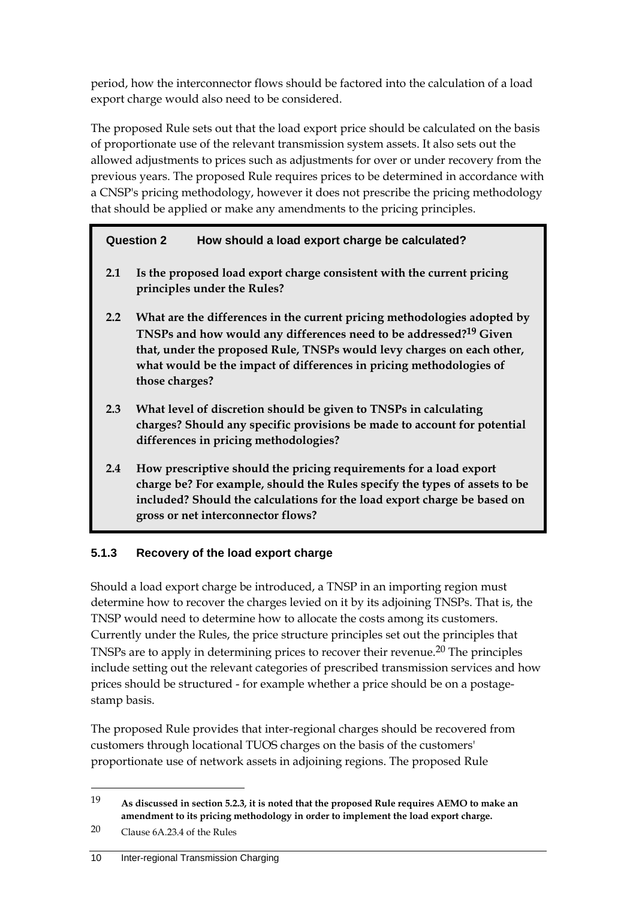period, how the interconnector flows should be factored into the calculation of a load export charge would also need to be considered.

The proposed Rule sets out that the load export price should be calculated on the basis of proportionate use of the relevant transmission system assets. It also sets out the allowed adjustments to prices such as adjustments for over or under recovery from the previous years. The proposed Rule requires prices to be determined in accordance with a CNSP's pricing methodology, however it does not prescribe the pricing methodology that should be applied or make any amendments to the pricing principles.

> **Question 2 How should a load export charge be calculated?**
>
> **2.1 Is the proposed load export charge consistent with the current pricing principles under the Rules?**
>
> **2.2 What are the differences in the current pricing methodologies adopted by TNSPs and how would any differences need to be addressed?[19] Given that, under the proposed Rule, TNSPs would levy charges on each other, what would be the impact of differences in pricing methodologies of those charges?**
>
> **2.3 What level of discretion should be given to TNSPs in calculating charges? Should any specific provisions be made to account for potential differences in pricing methodologies?**
>
> **2.4 How prescriptive should the pricing requirements for a load export charge be? For example, should the Rules specify the types of assets to be included? Should the calculations for the load export charge be based on gross or net interconnector flows?**

### 5.1.3 Recovery of the load export charge

Should a load export charge be introduced, a TNSP in an importing region must determine how to recover the charges levied on it by its adjoining TNSPs. That is, the TNSP would need to determine how to allocate the costs among its customers. Currently under the Rules, the price structure principles set out the principles that TNSPs are to apply in determining prices to recover their revenue.[20] The principles include setting out the relevant categories of prescribed transmission services and how prices should be structured - for example whether a price should be on a postage-stamp basis.

The proposed Rule provides that inter-regional charges should be recovered from customers through locational TUOS charges on the basis of the customers' proportionate use of network assets in adjoining regions. The proposed Rule

---

19 **As discussed in section 5.2.3, it is noted that the proposed Rule requires AEMO to make an amendment to its pricing methodology in order to implement the load export charge.**

20 Clause 6A.23.4 of the Rules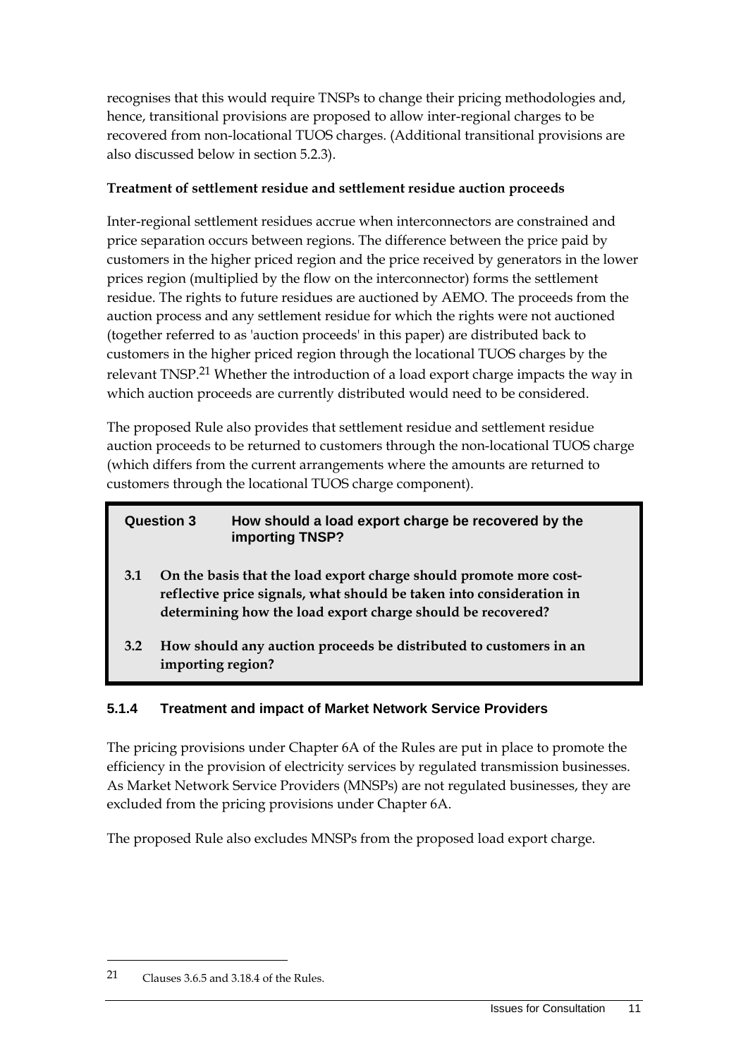recognises that this would require TNSPs to change their pricing methodologies and, hence, transitional provisions are proposed to allow inter-regional charges to be recovered from non-locational TUOS charges. (Additional transitional provisions are also discussed below in section 5.2.3).

**Treatment of settlement residue and settlement residue auction proceeds**

Inter-regional settlement residues accrue when interconnectors are constrained and price separation occurs between regions. The difference between the price paid by customers in the higher priced region and the price received by generators in the lower prices region (multiplied by the flow on the interconnector) forms the settlement residue. The rights to future residues are auctioned by AEMO. The proceeds from the auction process and any settlement residue for which the rights were not auctioned (together referred to as 'auction proceeds' in this paper) are distributed back to customers in the higher priced region through the locational TUOS charges by the relevant TNSP.[21] Whether the introduction of a load export charge impacts the way in which auction proceeds are currently distributed would need to be considered.

The proposed Rule also provides that settlement residue and settlement residue auction proceeds to be returned to customers through the non-locational TUOS charge (which differs from the current arrangements where the amounts are returned to customers through the locational TUOS charge component).

> **Question 3 — How should a load export charge be recovered by the importing TNSP?**
>
> **3.1 On the basis that the load export charge should promote more cost-reflective price signals, what should be taken into consideration in determining how the load export charge should be recovered?**
>
> **3.2 How should any auction proceeds be distributed to customers in an importing region?**

### 5.1.4 Treatment and impact of Market Network Service Providers

The pricing provisions under Chapter 6A of the Rules are put in place to promote the efficiency in the provision of electricity services by regulated transmission businesses. As Market Network Service Providers (MNSPs) are not regulated businesses, they are excluded from the pricing provisions under Chapter 6A.

The proposed Rule also excludes MNSPs from the proposed load export charge.

---

21 Clauses 3.6.5 and 3.18.4 of the Rules.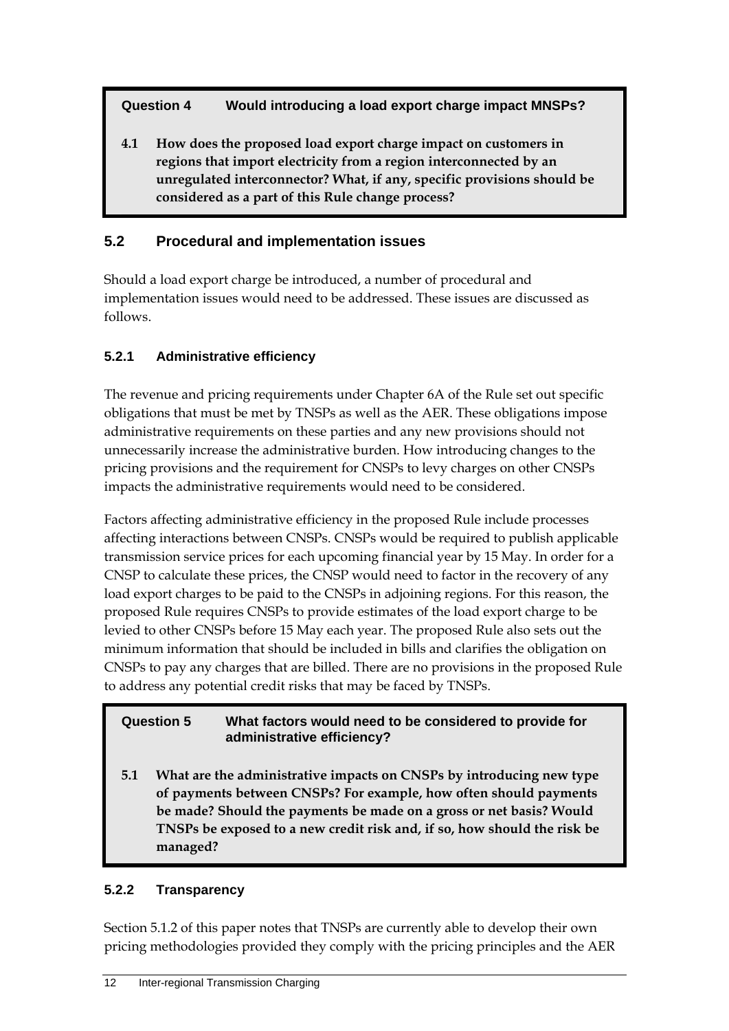**Question 4 Would introducing a load export charge impact MNSPs?**

**4.1 How does the proposed load export charge impact on customers in regions that import electricity from a region interconnected by an unregulated interconnector? What, if any, specific provisions should be considered as a part of this Rule change process?**

## 5.2 Procedural and implementation issues

Should a load export charge be introduced, a number of procedural and implementation issues would need to be addressed. These issues are discussed as follows.

### 5.2.1 Administrative efficiency

The revenue and pricing requirements under Chapter 6A of the Rule set out specific obligations that must be met by TNSPs as well as the AER. These obligations impose administrative requirements on these parties and any new provisions should not unnecessarily increase the administrative burden. How introducing changes to the pricing provisions and the requirement for CNSPs to levy charges on other CNSPs impacts the administrative requirements would need to be considered.

Factors affecting administrative efficiency in the proposed Rule include processes affecting interactions between CNSPs. CNSPs would be required to publish applicable transmission service prices for each upcoming financial year by 15 May. In order for a CNSP to calculate these prices, the CNSP would need to factor in the recovery of any load export charges to be paid to the CNSPs in adjoining regions. For this reason, the proposed Rule requires CNSPs to provide estimates of the load export charge to be levied to other CNSPs before 15 May each year. The proposed Rule also sets out the minimum information that should be included in bills and clarifies the obligation on CNSPs to pay any charges that are billed. There are no provisions in the proposed Rule to address any potential credit risks that may be faced by TNSPs.

**Question 5 What factors would need to be considered to provide for administrative efficiency?**

**5.1 What are the administrative impacts on CNSPs by introducing new type of payments between CNSPs? For example, how often should payments be made? Should the payments be made on a gross or net basis? Would TNSPs be exposed to a new credit risk and, if so, how should the risk be managed?**

### 5.2.2 Transparency

Section 5.1.2 of this paper notes that TNSPs are currently able to develop their own pricing methodologies provided they comply with the pricing principles and the AER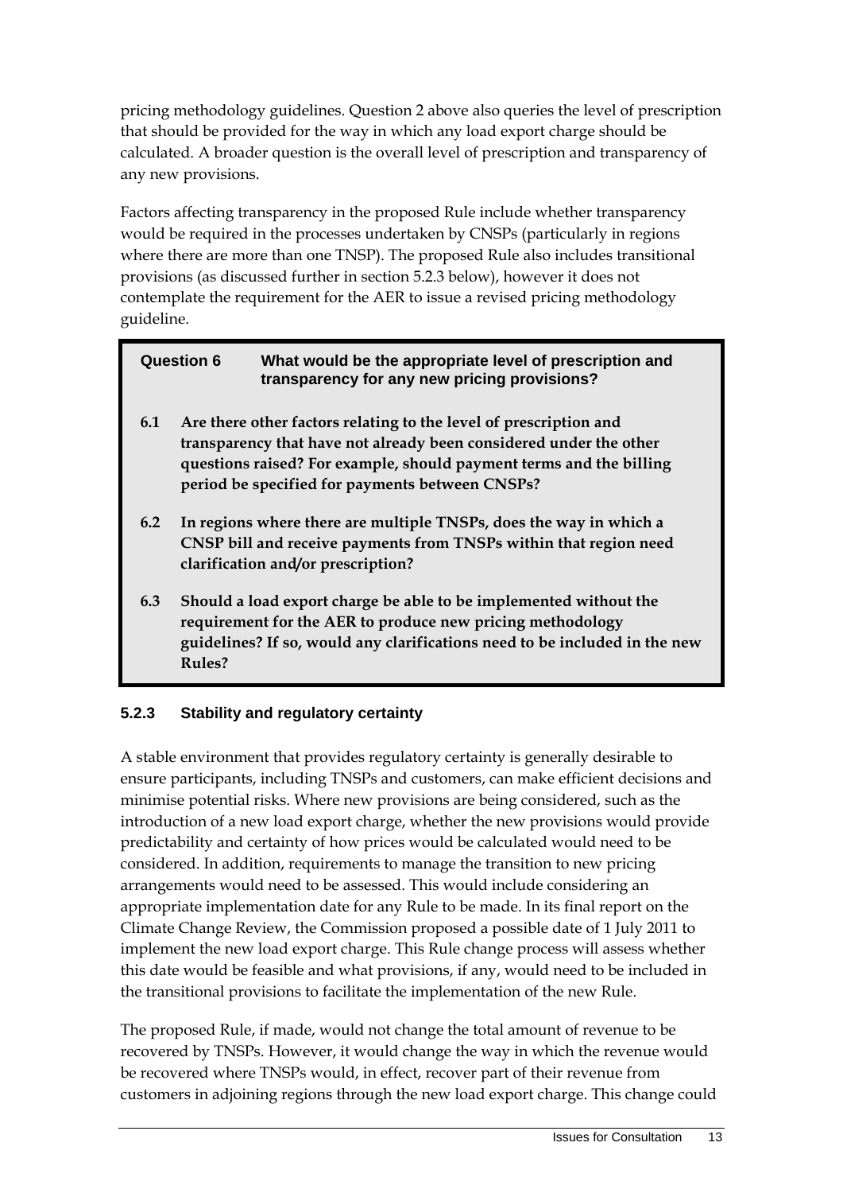pricing methodology guidelines. Question 2 above also queries the level of prescription that should be provided for the way in which any load export charge should be calculated. A broader question is the overall level of prescription and transparency of any new provisions.

Factors affecting transparency in the proposed Rule include whether transparency would be required in the processes undertaken by CNSPs (particularly in regions where there are more than one TNSP). The proposed Rule also includes transitional provisions (as discussed further in section 5.2.3 below), however it does not contemplate the requirement for the AER to issue a revised pricing methodology guideline.

> **Question 6 What would be the appropriate level of prescription and transparency for any new pricing provisions?**
>
> **6.1 Are there other factors relating to the level of prescription and transparency that have not already been considered under the other questions raised? For example, should payment terms and the billing period be specified for payments between CNSPs?**
>
> **6.2 In regions where there are multiple TNSPs, does the way in which a CNSP bill and receive payments from TNSPs within that region need clarification and/or prescription?**
>
> **6.3 Should a load export charge be able to be implemented without the requirement for the AER to produce new pricing methodology guidelines? If so, would any clarifications need to be included in the new Rules?**

### 5.2.3 Stability and regulatory certainty

A stable environment that provides regulatory certainty is generally desirable to ensure participants, including TNSPs and customers, can make efficient decisions and minimise potential risks. Where new provisions are being considered, such as the introduction of a new load export charge, whether the new provisions would provide predictability and certainty of how prices would be calculated would need to be considered. In addition, requirements to manage the transition to new pricing arrangements would need to be assessed. This would include considering an appropriate implementation date for any Rule to be made. In its final report on the Climate Change Review, the Commission proposed a possible date of 1 July 2011 to implement the new load export charge. This Rule change process will assess whether this date would be feasible and what provisions, if any, would need to be included in the transitional provisions to facilitate the implementation of the new Rule.

The proposed Rule, if made, would not change the total amount of revenue to be recovered by TNSPs. However, it would change the way in which the revenue would be recovered where TNSPs would, in effect, recover part of their revenue from customers in adjoining regions through the new load export charge. This change could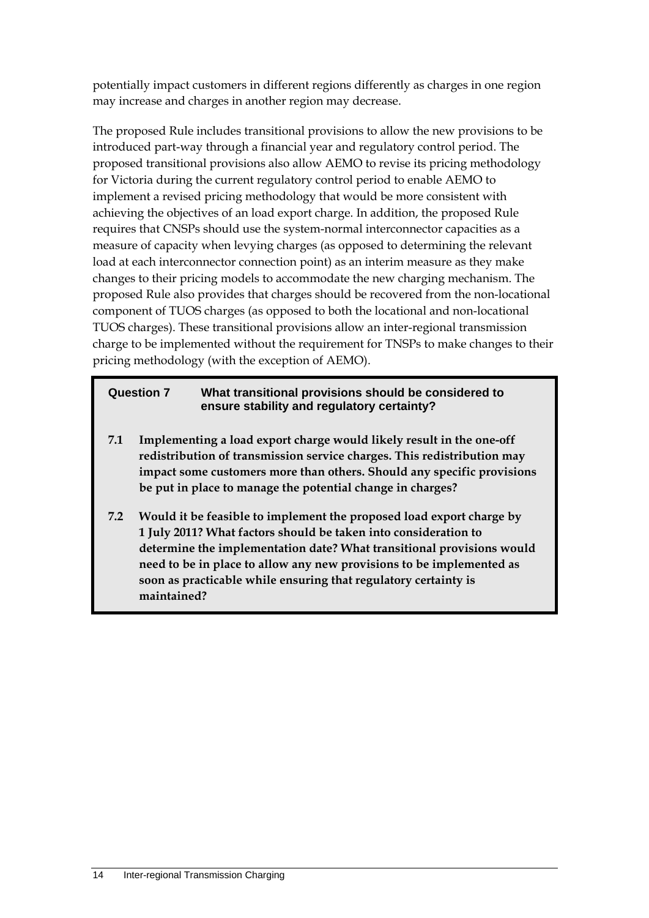potentially impact customers in different regions differently as charges in one region may increase and charges in another region may decrease.

The proposed Rule includes transitional provisions to allow the new provisions to be introduced part-way through a financial year and regulatory control period. The proposed transitional provisions also allow AEMO to revise its pricing methodology for Victoria during the current regulatory control period to enable AEMO to implement a revised pricing methodology that would be more consistent with achieving the objectives of an load export charge. In addition, the proposed Rule requires that CNSPs should use the system-normal interconnector capacities as a measure of capacity when levying charges (as opposed to determining the relevant load at each interconnector connection point) as an interim measure as they make changes to their pricing models to accommodate the new charging mechanism. The proposed Rule also provides that charges should be recovered from the non-locational component of TUOS charges (as opposed to both the locational and non-locational TUOS charges). These transitional provisions allow an inter-regional transmission charge to be implemented without the requirement for TNSPs to make changes to their pricing methodology (with the exception of AEMO).

**Question 7 What transitional provisions should be considered to ensure stability and regulatory certainty?**

**7.1 Implementing a load export charge would likely result in the one-off redistribution of transmission service charges. This redistribution may impact some customers more than others. Should any specific provisions be put in place to manage the potential change in charges?**

**7.2 Would it be feasible to implement the proposed load export charge by 1 July 2011? What factors should be taken into consideration to determine the implementation date? What transitional provisions would need to be in place to allow any new provisions to be implemented as soon as practicable while ensuring that regulatory certainty is maintained?**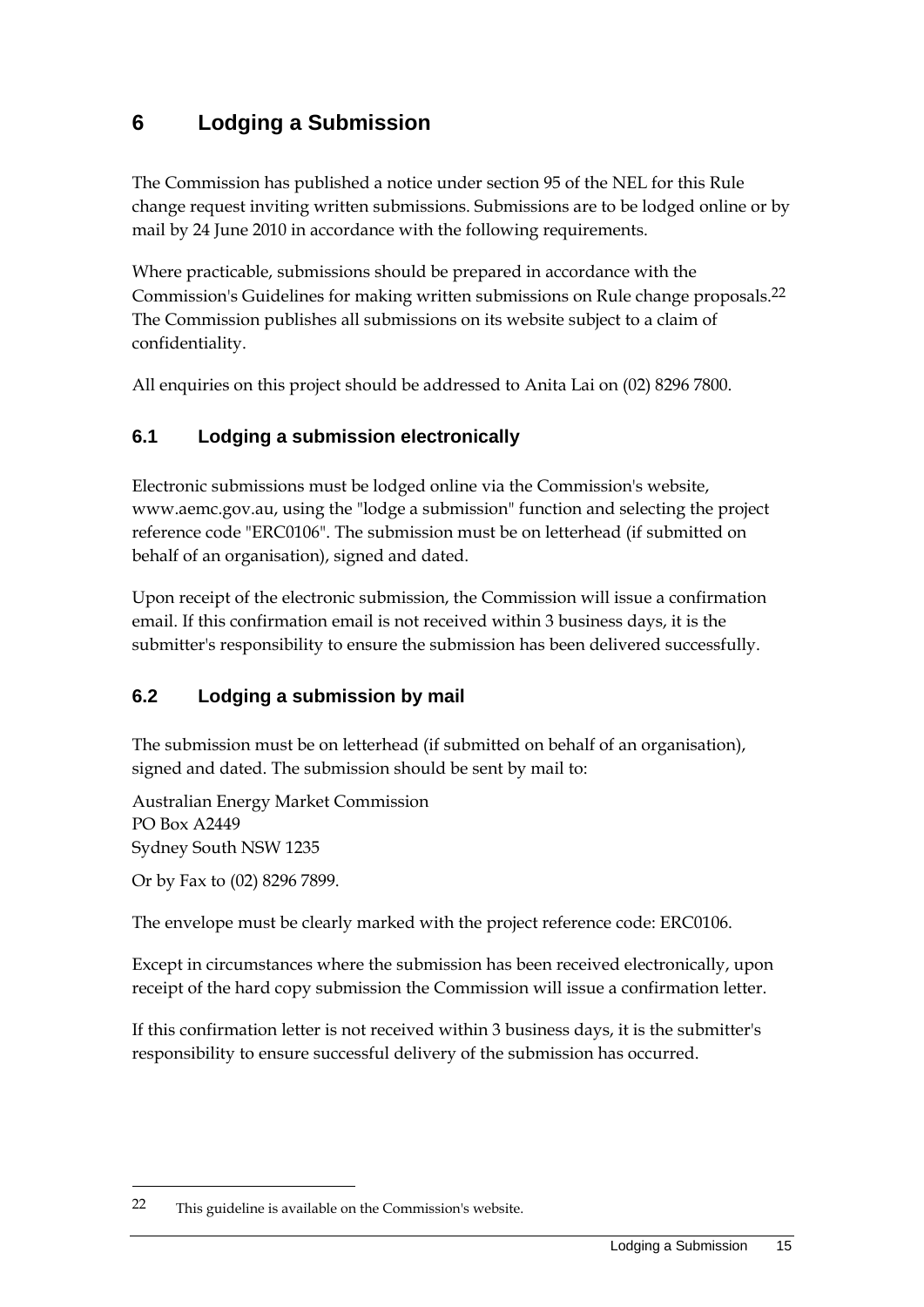# 6 Lodging a Submission

The Commission has published a notice under section 95 of the NEL for this Rule change request inviting written submissions. Submissions are to be lodged online or by mail by 24 June 2010 in accordance with the following requirements.

Where practicable, submissions should be prepared in accordance with the Commission's Guidelines for making written submissions on Rule change proposals.[22] The Commission publishes all submissions on its website subject to a claim of confidentiality.

All enquiries on this project should be addressed to Anita Lai on (02) 8296 7800.

## 6.1 Lodging a submission electronically

Electronic submissions must be lodged online via the Commission's website, www.aemc.gov.au, using the "lodge a submission" function and selecting the project reference code "ERC0106". The submission must be on letterhead (if submitted on behalf of an organisation), signed and dated.

Upon receipt of the electronic submission, the Commission will issue a confirmation email. If this confirmation email is not received within 3 business days, it is the submitter's responsibility to ensure the submission has been delivered successfully.

## 6.2 Lodging a submission by mail

The submission must be on letterhead (if submitted on behalf of an organisation), signed and dated. The submission should be sent by mail to:

Australian Energy Market Commission
PO Box A2449
Sydney South NSW 1235

Or by Fax to (02) 8296 7899.

The envelope must be clearly marked with the project reference code: ERC0106.

Except in circumstances where the submission has been received electronically, upon receipt of the hard copy submission the Commission will issue a confirmation letter.

If this confirmation letter is not received within 3 business days, it is the submitter's responsibility to ensure successful delivery of the submission has occurred.

---

22 This guideline is available on the Commission's website.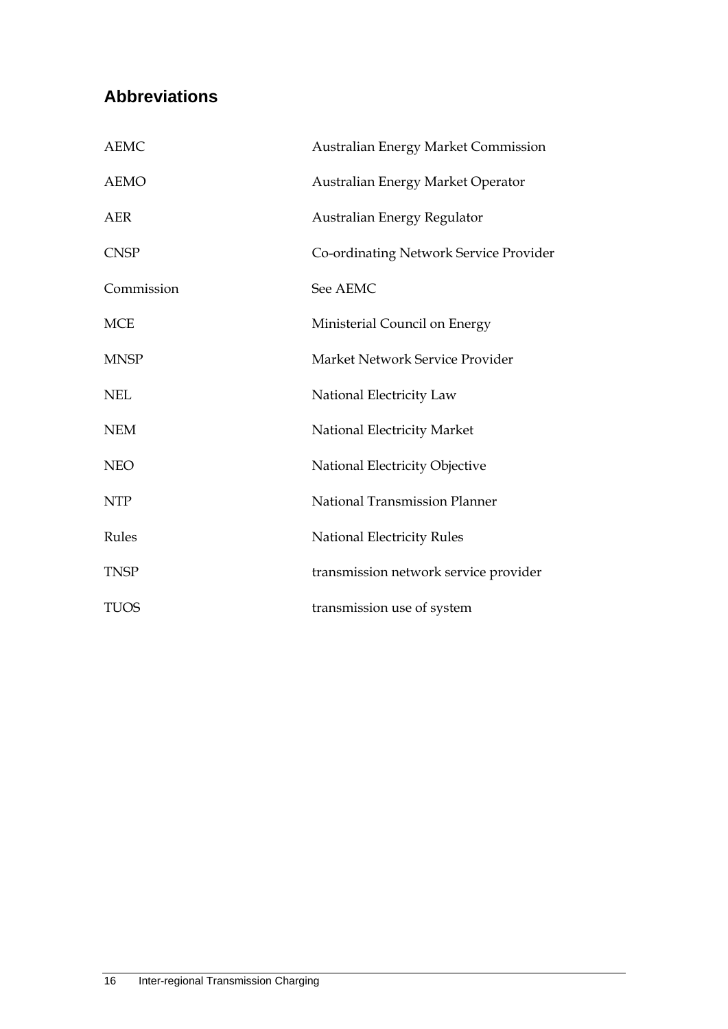## Abbreviations

| | |
|---|---|
| AEMC | Australian Energy Market Commission |
| AEMO | Australian Energy Market Operator |
| AER | Australian Energy Regulator |
| CNSP | Co-ordinating Network Service Provider |
| Commission | See AEMC |
| MCE | Ministerial Council on Energy |
| MNSP | Market Network Service Provider |
| NEL | National Electricity Law |
| NEM | National Electricity Market |
| NEO | National Electricity Objective |
| NTP | National Transmission Planner |
| Rules | National Electricity Rules |
| TNSP | transmission network service provider |
| TUOS | transmission use of system |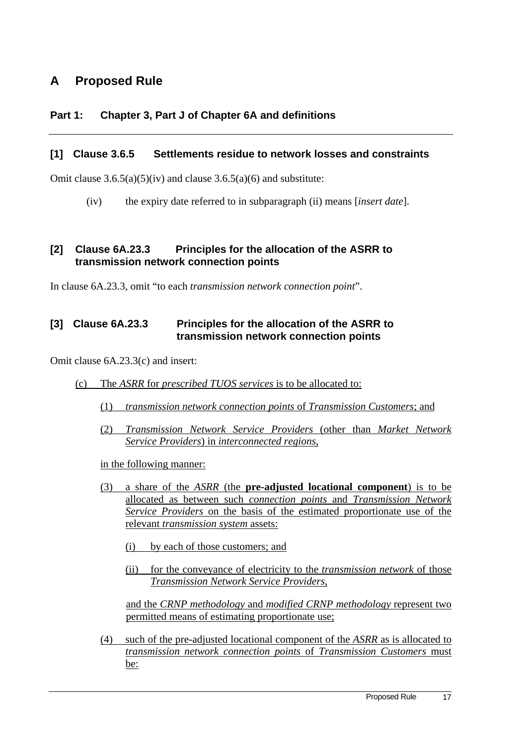# A Proposed Rule

## Part 1: Chapter 3, Part J of Chapter 6A and definitions

### [1] Clause 3.6.5 Settlements residue to network losses and constraints

Omit clause 3.6.5(a)(5)(iv) and clause 3.6.5(a)(6) and substitute:

(iv) the expiry date referred to in subparagraph (ii) means [*insert date*].

### [2] Clause 6A.23.3 Principles for the allocation of the ASRR to transmission network connection points

In clause 6A.23.3, omit "to each *transmission network connection point*".

### [3] Clause 6A.23.3 Principles for the allocation of the ASRR to transmission network connection points

Omit clause 6A.23.3(c) and insert:

(c) The *ASRR* for *prescribed TUOS services* is to be allocated to:

(1) *transmission network connection points* of *Transmission Customers*; and

(2) *Transmission Network Service Providers* (other than *Market Network Service Providers*) in *interconnected regions*,

in the following manner:

(3) a share of the *ASRR* (the **pre-adjusted locational component**) is to be allocated as between such *connection points* and *Transmission Network Service Providers* on the basis of the estimated proportionate use of the relevant *transmission system* assets:

(i) by each of those customers; and

(ii) for the conveyance of electricity to the *transmission network* of those *Transmission Network Service Providers*,

and the *CRNP methodology* and *modified CRNP methodology* represent two permitted means of estimating proportionate use;

(4) such of the pre-adjusted locational component of the *ASRR* as is allocated to *transmission network connection points* of *Transmission Customers* must be: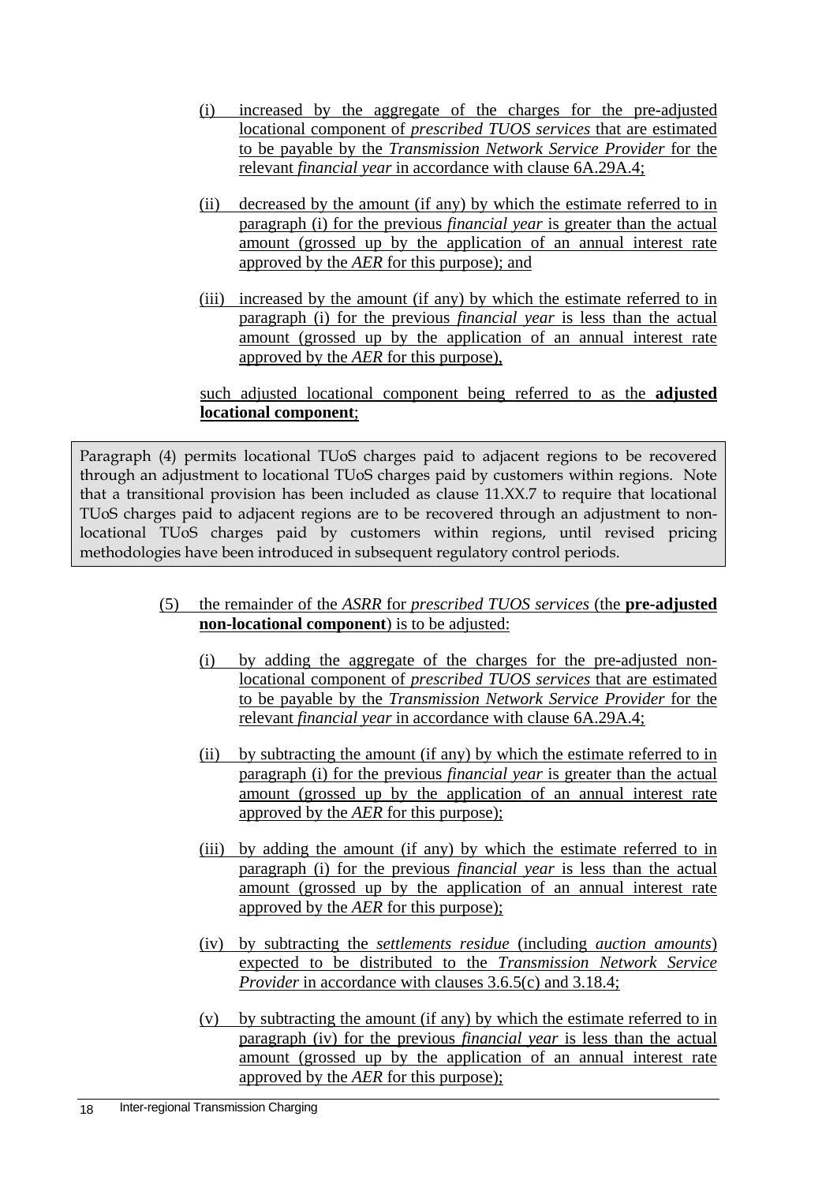(i) increased by the aggregate of the charges for the pre-adjusted locational component of *prescribed TUOS services* that are estimated to be payable by the *Transmission Network Service Provider* for the relevant *financial year* in accordance with clause 6A.29A.4;

(ii) decreased by the amount (if any) by which the estimate referred to in paragraph (i) for the previous *financial year* is greater than the actual amount (grossed up by the application of an annual interest rate approved by the *AER* for this purpose); and

(iii) increased by the amount (if any) by which the estimate referred to in paragraph (i) for the previous *financial year* is less than the actual amount (grossed up by the application of an annual interest rate approved by the *AER* for this purpose),

such adjusted locational component being referred to as the **adjusted locational component**;

> Paragraph (4) permits locational TUoS charges paid to adjacent regions to be recovered through an adjustment to locational TUoS charges paid by customers within regions. Note that a transitional provision has been included as clause 11.XX.7 to require that locational TUoS charges paid to adjacent regions are to be recovered through an adjustment to non-locational TUoS charges paid by customers within regions, until revised pricing methodologies have been introduced in subsequent regulatory control periods.

(5) the remainder of the *ASRR* for *prescribed TUOS services* (the **pre-adjusted non-locational component**) is to be adjusted:

(i) by adding the aggregate of the charges for the pre-adjusted non-locational component of *prescribed TUOS services* that are estimated to be payable by the *Transmission Network Service Provider* for the relevant *financial year* in accordance with clause 6A.29A.4;

(ii) by subtracting the amount (if any) by which the estimate referred to in paragraph (i) for the previous *financial year* is greater than the actual amount (grossed up by the application of an annual interest rate approved by the *AER* for this purpose);

(iii) by adding the amount (if any) by which the estimate referred to in paragraph (i) for the previous *financial year* is less than the actual amount (grossed up by the application of an annual interest rate approved by the *AER* for this purpose);

(iv) by subtracting the *settlements residue* (including *auction amounts*) expected to be distributed to the *Transmission Network Service Provider* in accordance with clauses 3.6.5(c) and 3.18.4;

(v) by subtracting the amount (if any) by which the estimate referred to in paragraph (iv) for the previous *financial year* is less than the actual amount (grossed up by the application of an annual interest rate approved by the *AER* for this purpose);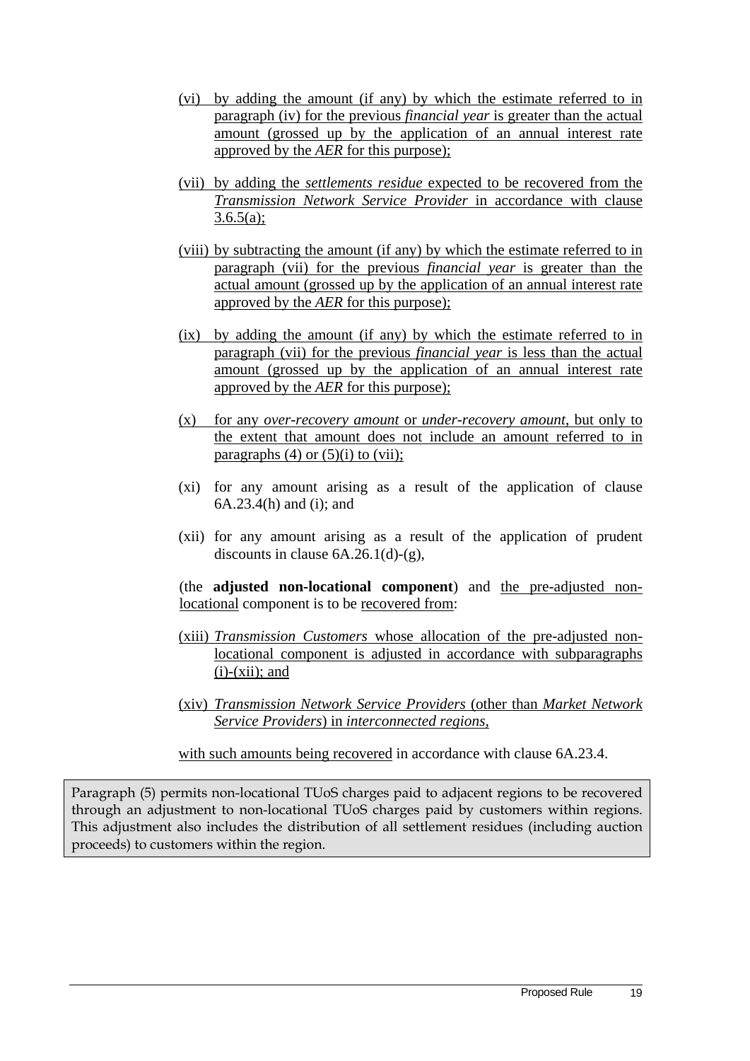(vi) by adding the amount (if any) by which the estimate referred to in paragraph (iv) for the previous *financial year* is greater than the actual amount (grossed up by the application of an annual interest rate approved by the *AER* for this purpose);

(vii) by adding the *settlements residue* expected to be recovered from the *Transmission Network Service Provider* in accordance with clause 3.6.5(a);

(viii) by subtracting the amount (if any) by which the estimate referred to in paragraph (vii) for the previous *financial year* is greater than the actual amount (grossed up by the application of an annual interest rate approved by the *AER* for this purpose);

(ix) by adding the amount (if any) by which the estimate referred to in paragraph (vii) for the previous *financial year* is less than the actual amount (grossed up by the application of an annual interest rate approved by the *AER* for this purpose);

(x) for any *over-recovery amount* or *under-recovery amount*, but only to the extent that amount does not include an amount referred to in paragraphs (4) or (5)(i) to (vii);

(xi) for any amount arising as a result of the application of clause 6A.23.4(h) and (i); and

(xii) for any amount arising as a result of the application of prudent discounts in clause 6A.26.1(d)-(g),

(the **adjusted non-locational component**) and the pre-adjusted non-locational component is to be recovered from:

(xiii) *Transmission Customers* whose allocation of the pre-adjusted non-locational component is adjusted in accordance with subparagraphs (i)-(xii); and

(xiv) *Transmission Network Service Providers* (other than *Market Network Service Providers*) in *interconnected regions*,

with such amounts being recovered in accordance with clause 6A.23.4.

> Paragraph (5) permits non-locational TUoS charges paid to adjacent regions to be recovered through an adjustment to non-locational TUoS charges paid by customers within regions. This adjustment also includes the distribution of all settlement residues (including auction proceeds) to customers within the region.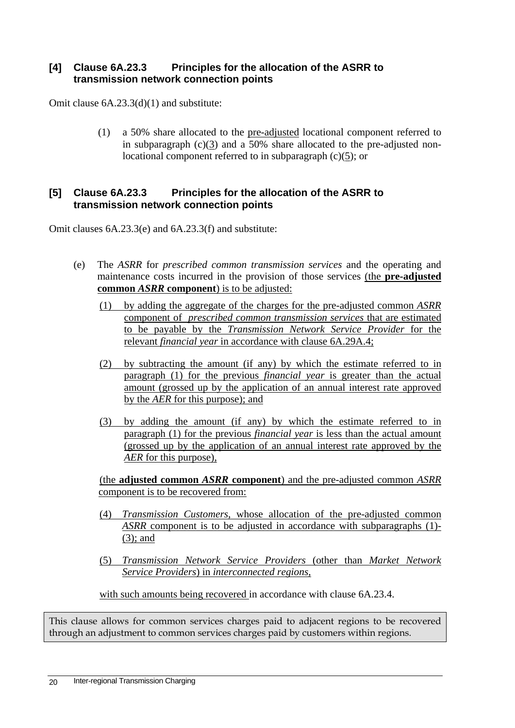## [4] Clause 6A.23.3 Principles for the allocation of the ASRR to transmission network connection points

Omit clause 6A.23.3(d)(1) and substitute:

(1) a 50% share allocated to the pre-adjusted locational component referred to in subparagraph (c)(3) and a 50% share allocated to the pre-adjusted non-locational component referred to in subparagraph (c)(5); or

## [5] Clause 6A.23.3 Principles for the allocation of the ASRR to transmission network connection points

Omit clauses 6A.23.3(e) and 6A.23.3(f) and substitute:

(e) The *ASRR* for *prescribed common transmission services* and the operating and maintenance costs incurred in the provision of those services (the **pre-adjusted common *ASRR* component**) is to be adjusted:

(1) by adding the aggregate of the charges for the pre-adjusted common *ASRR* component of *prescribed common transmission services* that are estimated to be payable by the *Transmission Network Service Provider* for the relevant *financial year* in accordance with clause 6A.29A.4;

(2) by subtracting the amount (if any) by which the estimate referred to in paragraph (1) for the previous *financial year* is greater than the actual amount (grossed up by the application of an annual interest rate approved by the *AER* for this purpose); and

(3) by adding the amount (if any) by which the estimate referred to in paragraph (1) for the previous *financial year* is less than the actual amount (grossed up by the application of an annual interest rate approved by the *AER* for this purpose),

(the **adjusted common *ASRR* component**) and the pre-adjusted common *ASRR* component is to be recovered from:

(4) *Transmission Customers*, whose allocation of the pre-adjusted common *ASRR* component is to be adjusted in accordance with subparagraphs (1)-(3); and

(5) *Transmission Network Service Providers* (other than *Market Network Service Providers*) in *interconnected regions*,

with such amounts being recovered in accordance with clause 6A.23.4.

This clause allows for common services charges paid to adjacent regions to be recovered through an adjustment to common services charges paid by customers within regions.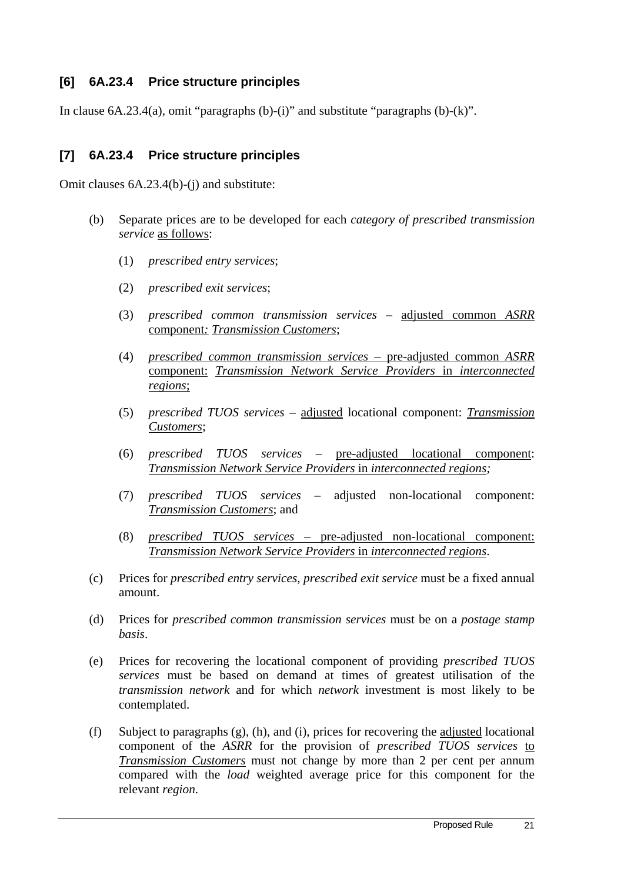### [6] 6A.23.4 Price structure principles

In clause 6A.23.4(a), omit "paragraphs (b)-(i)" and substitute "paragraphs (b)-(k)".

### [7] 6A.23.4 Price structure principles

Omit clauses 6A.23.4(b)-(j) and substitute:

(b) Separate prices are to be developed for each *category of prescribed transmission service* <u>as follows</u>:

(1) *prescribed entry services*;

(2) *prescribed exit services*;

(3) *prescribed common transmission services* – <u>adjusted common *ASRR* component: *Transmission Customers*</u>;

(4) <u>*prescribed common transmission services* – pre-adjusted common *ASRR* component: *Transmission Network Service Providers* in *interconnected regions*;</u>

(5) *prescribed TUOS services* – <u>adjusted</u> locational component: <u>*Transmission Customers*</u>;

(6) *prescribed TUOS services* – <u>pre-adjusted locational component</u>: <u>*Transmission Network Service Providers* in *interconnected regions*;</u>

(7) *prescribed TUOS services* – adjusted non-locational component: <u>*Transmission Customers*</u>; and

(8) <u>*prescribed TUOS services* – pre-adjusted non-locational component: *Transmission Network Service Providers* in *interconnected regions*</u>.

(c) Prices for *prescribed entry services*, *prescribed exit service* must be a fixed annual amount.

(d) Prices for *prescribed common transmission services* must be on a *postage stamp basis*.

(e) Prices for recovering the locational component of providing *prescribed TUOS services* must be based on demand at times of greatest utilisation of the *transmission network* and for which *network* investment is most likely to be contemplated.

(f) Subject to paragraphs (g), (h), and (i), prices for recovering the <u>adjusted</u> locational component of the *ASRR* for the provision of *prescribed TUOS services* <u>to *Transmission Customers*</u> must not change by more than 2 per cent per annum compared with the *load* weighted average price for this component for the relevant *region*.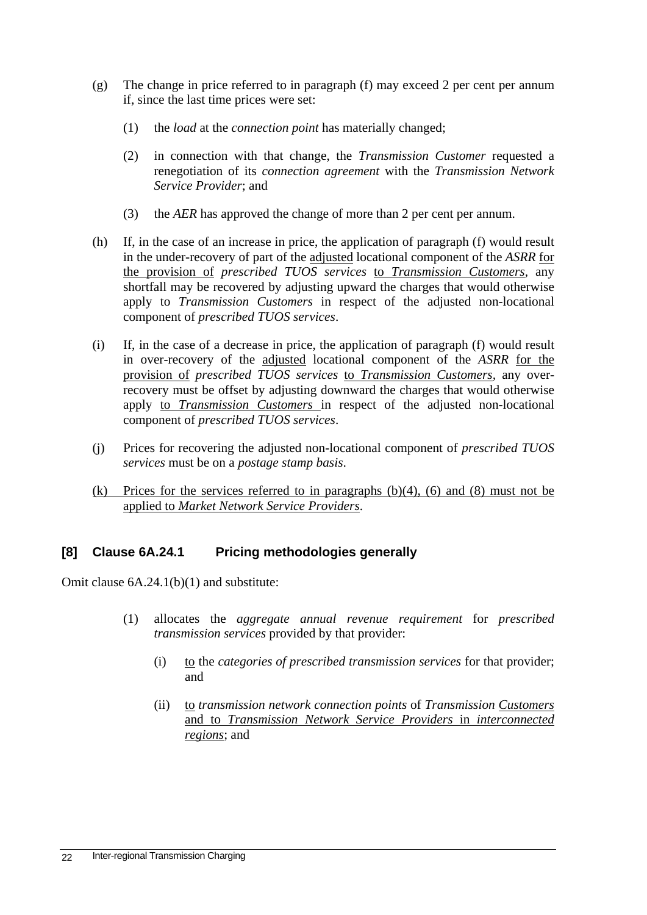(g) The change in price referred to in paragraph (f) may exceed 2 per cent per annum if, since the last time prices were set:

  (1) the *load* at the *connection point* has materially changed;

  (2) in connection with that change, the *Transmission Customer* requested a renegotiation of its *connection agreement* with the *Transmission Network Service Provider*; and

  (3) the *AER* has approved the change of more than 2 per cent per annum.

(h) If, in the case of an increase in price, the application of paragraph (f) would result in the under-recovery of part of the adjusted locational component of the *ASRR* for the provision of *prescribed TUOS services* to *Transmission Customers*, any shortfall may be recovered by adjusting upward the charges that would otherwise apply to *Transmission Customers* in respect of the adjusted non-locational component of *prescribed TUOS services*.

(i) If, in the case of a decrease in price, the application of paragraph (f) would result in over-recovery of the adjusted locational component of the *ASRR* for the provision of *prescribed TUOS services* to *Transmission Customers*, any over-recovery must be offset by adjusting downward the charges that would otherwise apply to *Transmission Customers* in respect of the adjusted non-locational component of *prescribed TUOS services*.

(j) Prices for recovering the adjusted non-locational component of *prescribed TUOS services* must be on a *postage stamp basis*.

(k) Prices for the services referred to in paragraphs (b)(4), (6) and (8) must not be applied to *Market Network Service Providers*.

### [8] Clause 6A.24.1 Pricing methodologies generally

Omit clause 6A.24.1(b)(1) and substitute:

  (1) allocates the *aggregate annual revenue requirement* for *prescribed transmission services* provided by that provider:

    (i) to the *categories of prescribed transmission services* for that provider; and

    (ii) to *transmission network connection points* of *Transmission Customers* and to *Transmission Network Service Providers* in *interconnected regions*; and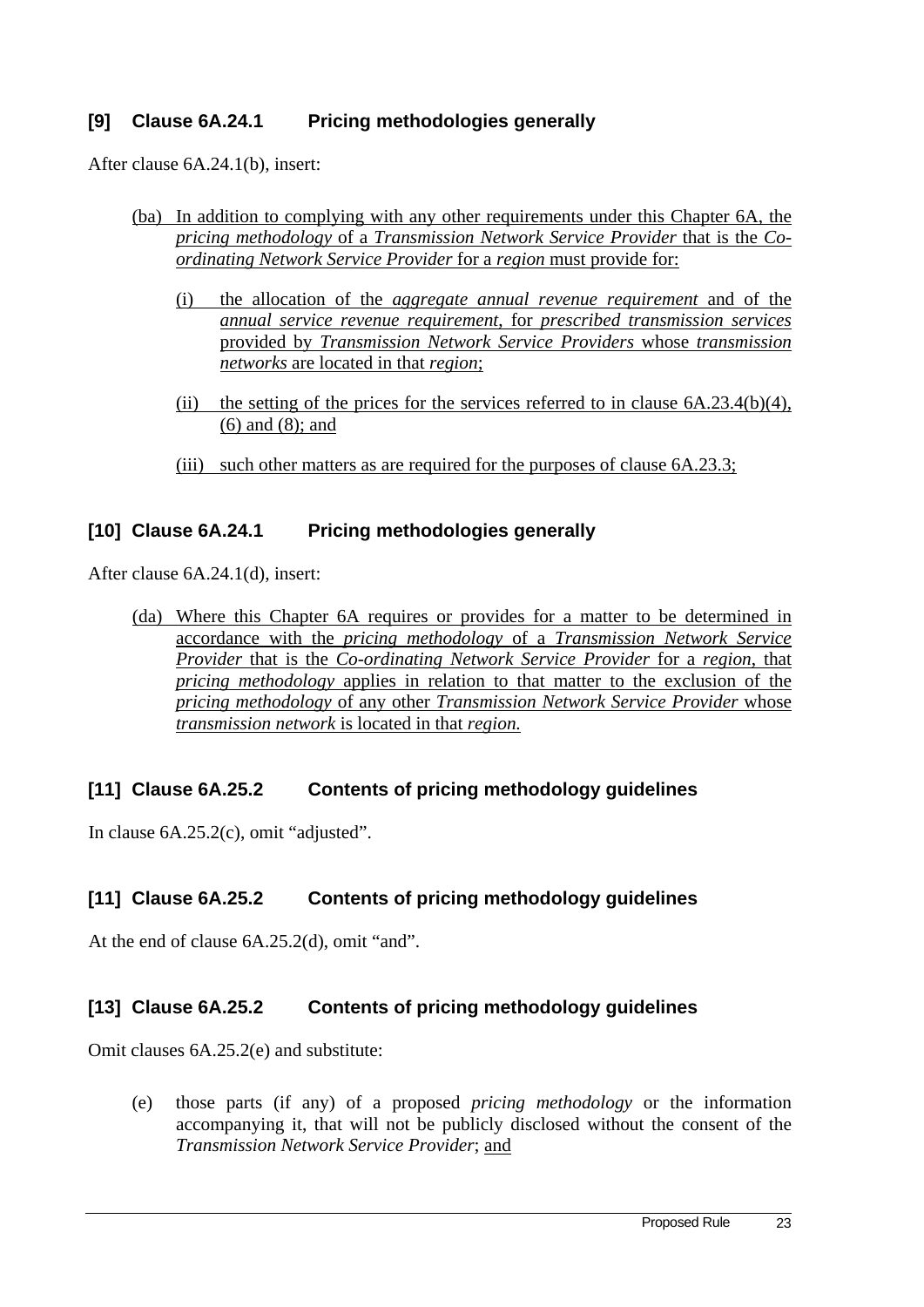### [9] Clause 6A.24.1 Pricing methodologies generally

After clause 6A.24.1(b), insert:

(ba) In addition to complying with any other requirements under this Chapter 6A, the *pricing methodology* of a *Transmission Network Service Provider* that is the *Co-ordinating Network Service Provider* for a *region* must provide for:

(i) the allocation of the *aggregate annual revenue requirement* and of the *annual service revenue requirement*, for *prescribed transmission services* provided by *Transmission Network Service Providers* whose *transmission networks* are located in that *region*;

(ii) the setting of the prices for the services referred to in clause 6A.23.4(b)(4), (6) and (8); and

(iii) such other matters as are required for the purposes of clause 6A.23.3;

### [10] Clause 6A.24.1 Pricing methodologies generally

After clause 6A.24.1(d), insert:

(da) Where this Chapter 6A requires or provides for a matter to be determined in accordance with the *pricing methodology* of a *Transmission Network Service Provider* that is the *Co-ordinating Network Service Provider* for a *region*, that *pricing methodology* applies in relation to that matter to the exclusion of the *pricing methodology* of any other *Transmission Network Service Provider* whose *transmission network* is located in that *region.*

### [11] Clause 6A.25.2 Contents of pricing methodology guidelines

In clause 6A.25.2(c), omit “adjusted”.

### [11] Clause 6A.25.2 Contents of pricing methodology guidelines

At the end of clause 6A.25.2(d), omit “and”.

### [13] Clause 6A.25.2 Contents of pricing methodology guidelines

Omit clauses 6A.25.2(e) and substitute:

(e) those parts (if any) of a proposed *pricing methodology* or the information accompanying it, that will not be publicly disclosed without the consent of the *Transmission Network Service Provider*; and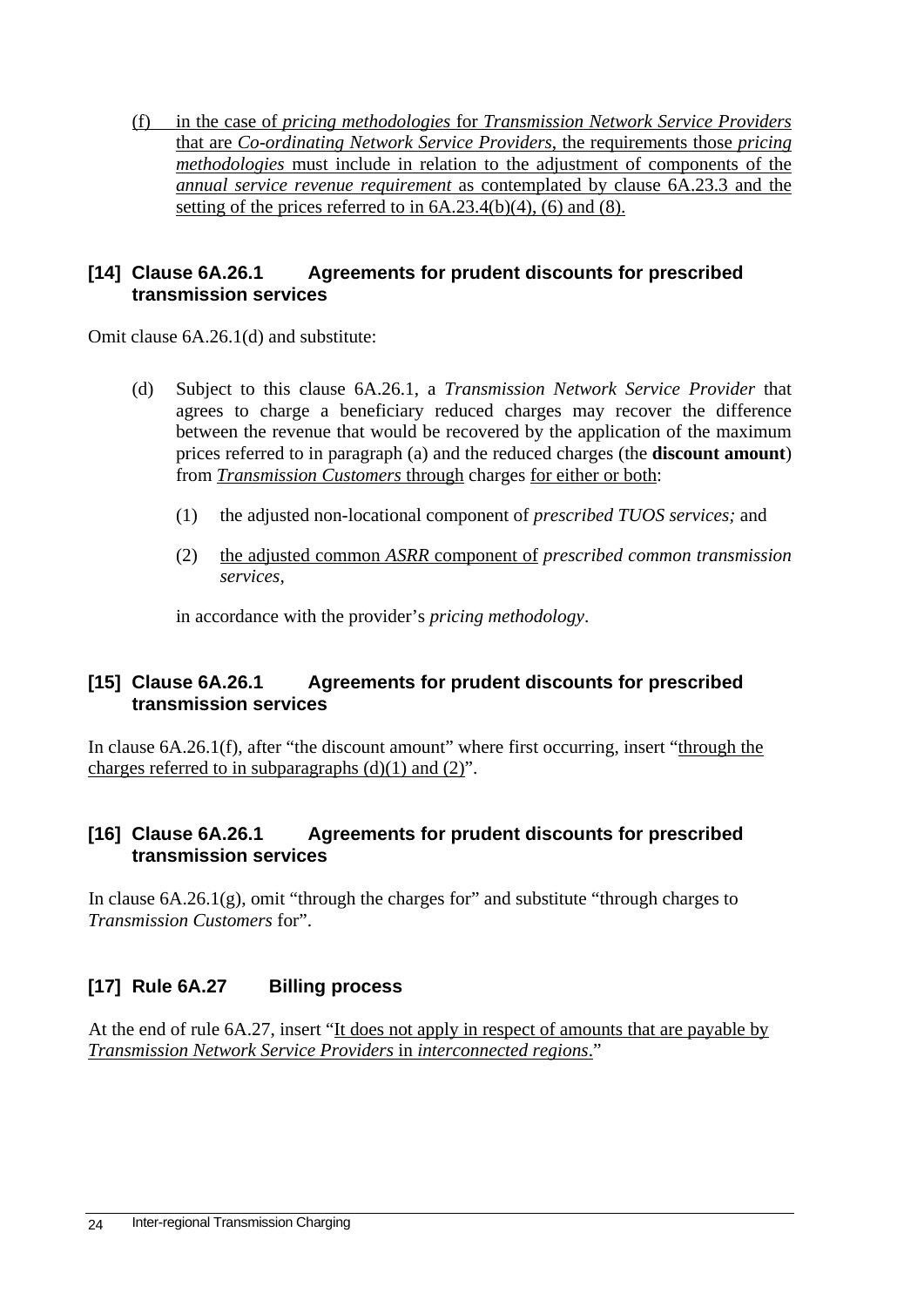(f) in the case of *pricing methodologies* for *Transmission Network Service Providers* that are *Co-ordinating Network Service Providers*, the requirements those *pricing methodologies* must include in relation to the adjustment of components of the *annual service revenue requirement* as contemplated by clause 6A.23.3 and the setting of the prices referred to in 6A.23.4(b)(4), (6) and (8).

### [14] Clause 6A.26.1 Agreements for prudent discounts for prescribed transmission services

Omit clause 6A.26.1(d) and substitute:

(d) Subject to this clause 6A.26.1, a *Transmission Network Service Provider* that agrees to charge a beneficiary reduced charges may recover the difference between the revenue that would be recovered by the application of the maximum prices referred to in paragraph (a) and the reduced charges (the **discount amount**) from *Transmission Customers* through charges for either or both:

(1) the adjusted non-locational component of *prescribed TUOS services;* and

(2) the adjusted common *ASRR* component of *prescribed common transmission services*,

in accordance with the provider's *pricing methodology*.

### [15] Clause 6A.26.1 Agreements for prudent discounts for prescribed transmission services

In clause 6A.26.1(f), after "the discount amount" where first occurring, insert "through the charges referred to in subparagraphs (d)(1) and (2)".

### [16] Clause 6A.26.1 Agreements for prudent discounts for prescribed transmission services

In clause 6A.26.1(g), omit "through the charges for" and substitute "through charges to *Transmission Customers* for".

### [17] Rule 6A.27 Billing process

At the end of rule 6A.27, insert "It does not apply in respect of amounts that are payable by *Transmission Network Service Providers* in *interconnected regions*."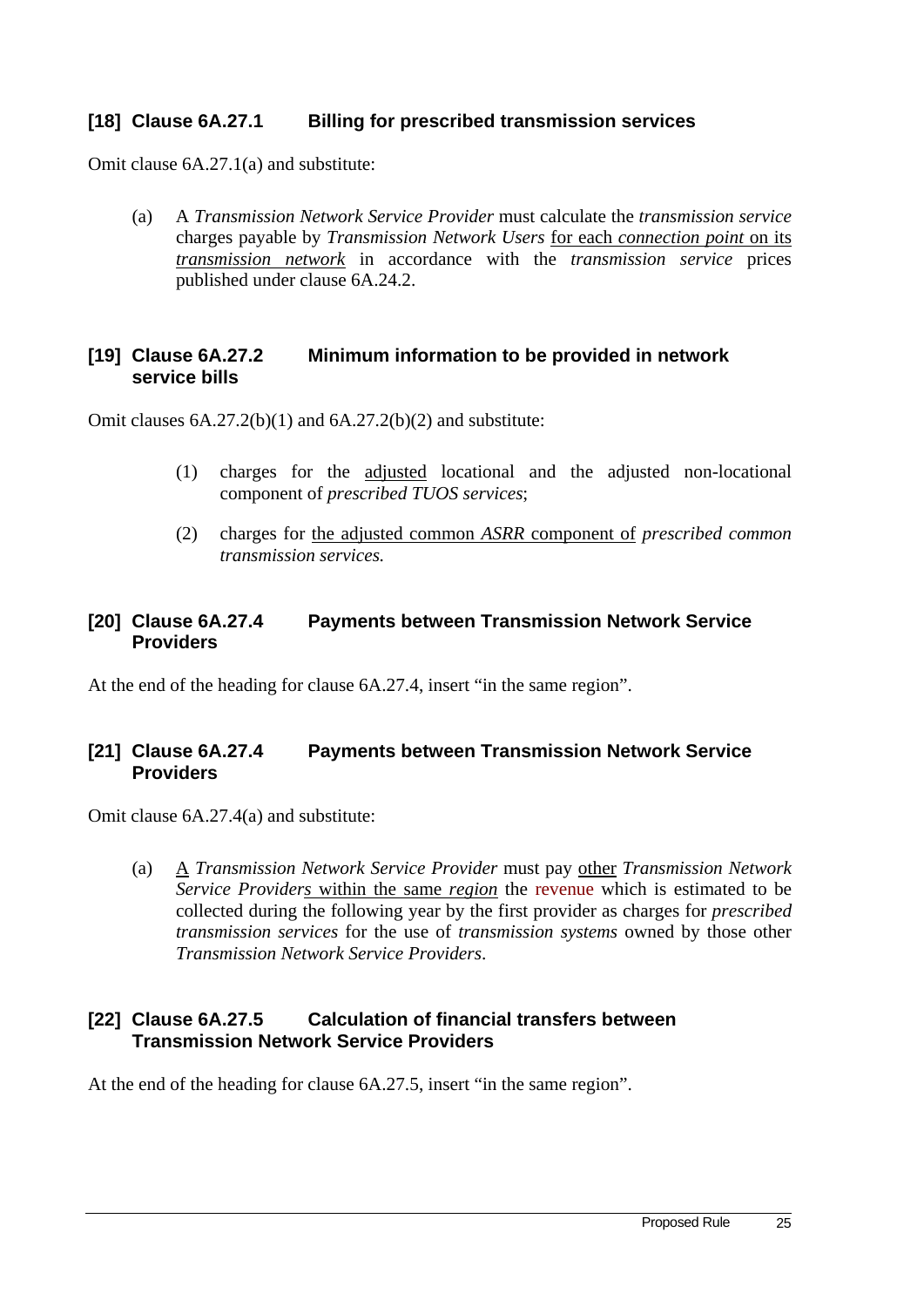### [18] Clause 6A.27.1 Billing for prescribed transmission services

Omit clause 6A.27.1(a) and substitute:

(a) A *Transmission Network Service Provider* must calculate the *transmission service* charges payable by *Transmission Network Users* <u>for each *connection point* on its *transmission network*</u> in accordance with the *transmission service* prices published under clause 6A.24.2.

### [19] Clause 6A.27.2 Minimum information to be provided in network service bills

Omit clauses 6A.27.2(b)(1) and 6A.27.2(b)(2) and substitute:

(1) charges for the <u>adjusted</u> locational and the adjusted non-locational component of *prescribed TUOS services*;

(2) charges for <u>the adjusted common *ASRR* component of</u> *prescribed common transmission services.*

### [20] Clause 6A.27.4 Payments between Transmission Network Service Providers

At the end of the heading for clause 6A.27.4, insert "in the same region".

### [21] Clause 6A.27.4 Payments between Transmission Network Service Providers

Omit clause 6A.27.4(a) and substitute:

(a) <u>A</u> *Transmission Network Service Provider* must pay <u>other</u> *Transmission Network Service Providers*<u> within the same *region*</u> the revenue which is estimated to be collected during the following year by the first provider as charges for *prescribed transmission services* for the use of *transmission systems* owned by those other *Transmission Network Service Providers*.

### [22] Clause 6A.27.5 Calculation of financial transfers between Transmission Network Service Providers

At the end of the heading for clause 6A.27.5, insert "in the same region".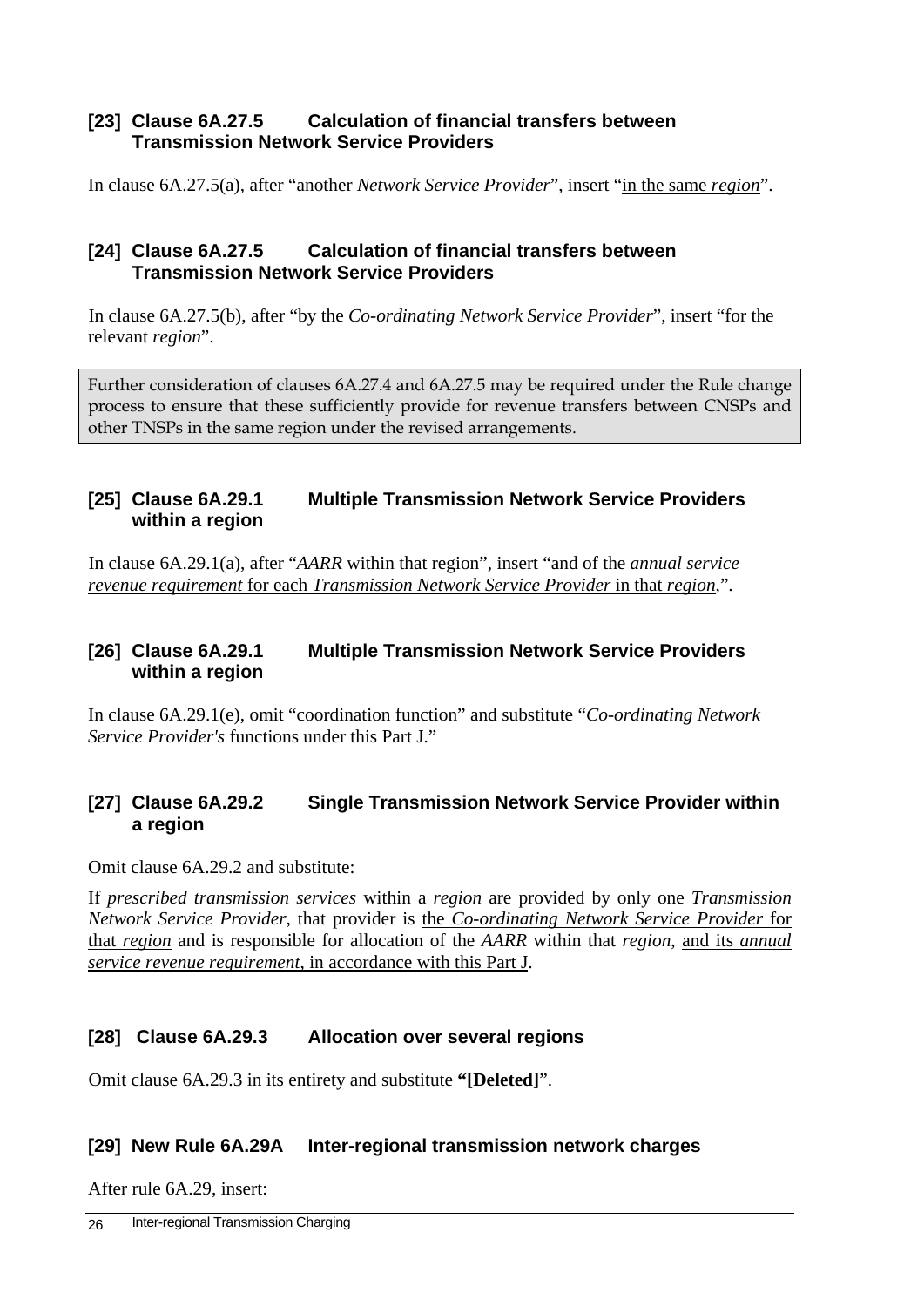### [23] Clause 6A.27.5 Calculation of financial transfers between Transmission Network Service Providers

In clause 6A.27.5(a), after "another *Network Service Provider*", insert "<u>in the same *region*</u>".

### [24] Clause 6A.27.5 Calculation of financial transfers between Transmission Network Service Providers

In clause 6A.27.5(b), after "by the *Co-ordinating Network Service Provider*", insert "for the relevant *region*".

> Further consideration of clauses 6A.27.4 and 6A.27.5 may be required under the Rule change process to ensure that these sufficiently provide for revenue transfers between CNSPs and other TNSPs in the same region under the revised arrangements.

### [25] Clause 6A.29.1 Multiple Transmission Network Service Providers within a region

In clause 6A.29.1(a), after "*AARR* within that region", insert "<u>and of the *annual service revenue requirement* for each *Transmission Network Service Provider* in that *region*,</u>".

### [26] Clause 6A.29.1 Multiple Transmission Network Service Providers within a region

In clause 6A.29.1(e), omit "coordination function" and substitute "*Co-ordinating Network Service Provider's* functions under this Part J."

### [27] Clause 6A.29.2 Single Transmission Network Service Provider within a region

Omit clause 6A.29.2 and substitute:

If *prescribed transmission services* within a *region* are provided by only one *Transmission Network Service Provider*, that provider is <u>the *Co-ordinating Network Service Provider* for that *region*</u> and is responsible for allocation of the *AARR* within that *region*, <u>and its *annual service revenue requirement*, in accordance with this Part J</u>.

### [28] Clause 6A.29.3 Allocation over several regions

Omit clause 6A.29.3 in its entirety and substitute **"[Deleted]**".

### [29] New Rule 6A.29A Inter-regional transmission network charges

After rule 6A.29, insert: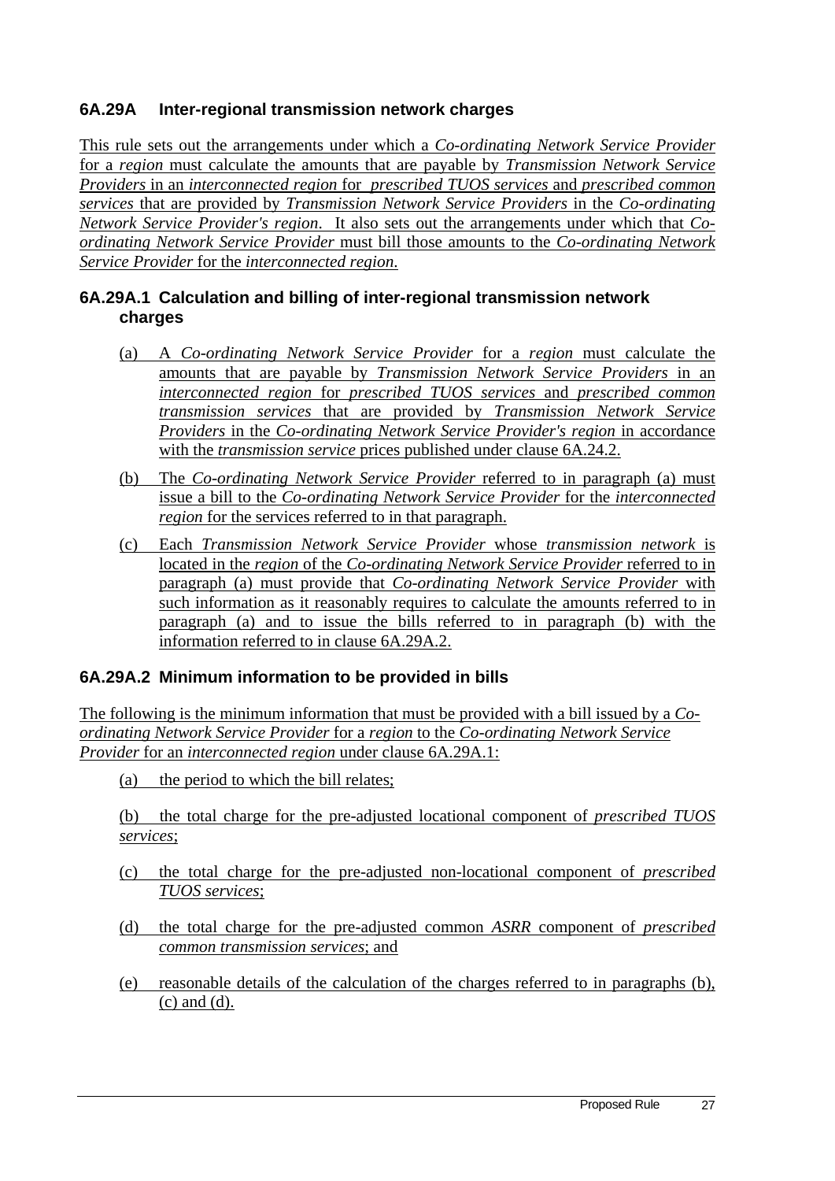### 6A.29A Inter-regional transmission network charges

This rule sets out the arrangements under which a *Co-ordinating Network Service Provider* for a *region* must calculate the amounts that are payable by *Transmission Network Service Providers* in an *interconnected region* for *prescribed TUOS services* and *prescribed common services* that are provided by *Transmission Network Service Providers* in the *Co-ordinating Network Service Provider's region*. It also sets out the arrangements under which that *Co-ordinating Network Service Provider* must bill those amounts to the *Co-ordinating Network Service Provider* for the *interconnected region*.

#### 6A.29A.1 Calculation and billing of inter-regional transmission network charges

(a) A *Co-ordinating Network Service Provider* for a *region* must calculate the amounts that are payable by *Transmission Network Service Providers* in an *interconnected region* for *prescribed TUOS services* and *prescribed common transmission services* that are provided by *Transmission Network Service Providers* in the *Co-ordinating Network Service Provider's region* in accordance with the *transmission service* prices published under clause 6A.24.2.

(b) The *Co-ordinating Network Service Provider* referred to in paragraph (a) must issue a bill to the *Co-ordinating Network Service Provider* for the *interconnected region* for the services referred to in that paragraph.

(c) Each *Transmission Network Service Provider* whose *transmission network* is located in the *region* of the *Co-ordinating Network Service Provider* referred to in paragraph (a) must provide that *Co-ordinating Network Service Provider* with such information as it reasonably requires to calculate the amounts referred to in paragraph (a) and to issue the bills referred to in paragraph (b) with the information referred to in clause 6A.29A.2.

#### 6A.29A.2 Minimum information to be provided in bills

The following is the minimum information that must be provided with a bill issued by a *Co-ordinating Network Service Provider* for a *region* to the *Co-ordinating Network Service Provider* for an *interconnected region* under clause 6A.29A.1:

(a) the period to which the bill relates;

(b) the total charge for the pre-adjusted locational component of *prescribed TUOS services*;

(c) the total charge for the pre-adjusted non-locational component of *prescribed TUOS services*;

(d) the total charge for the pre-adjusted common *ASRR* component of *prescribed common transmission services*; and

(e) reasonable details of the calculation of the charges referred to in paragraphs (b), (c) and (d).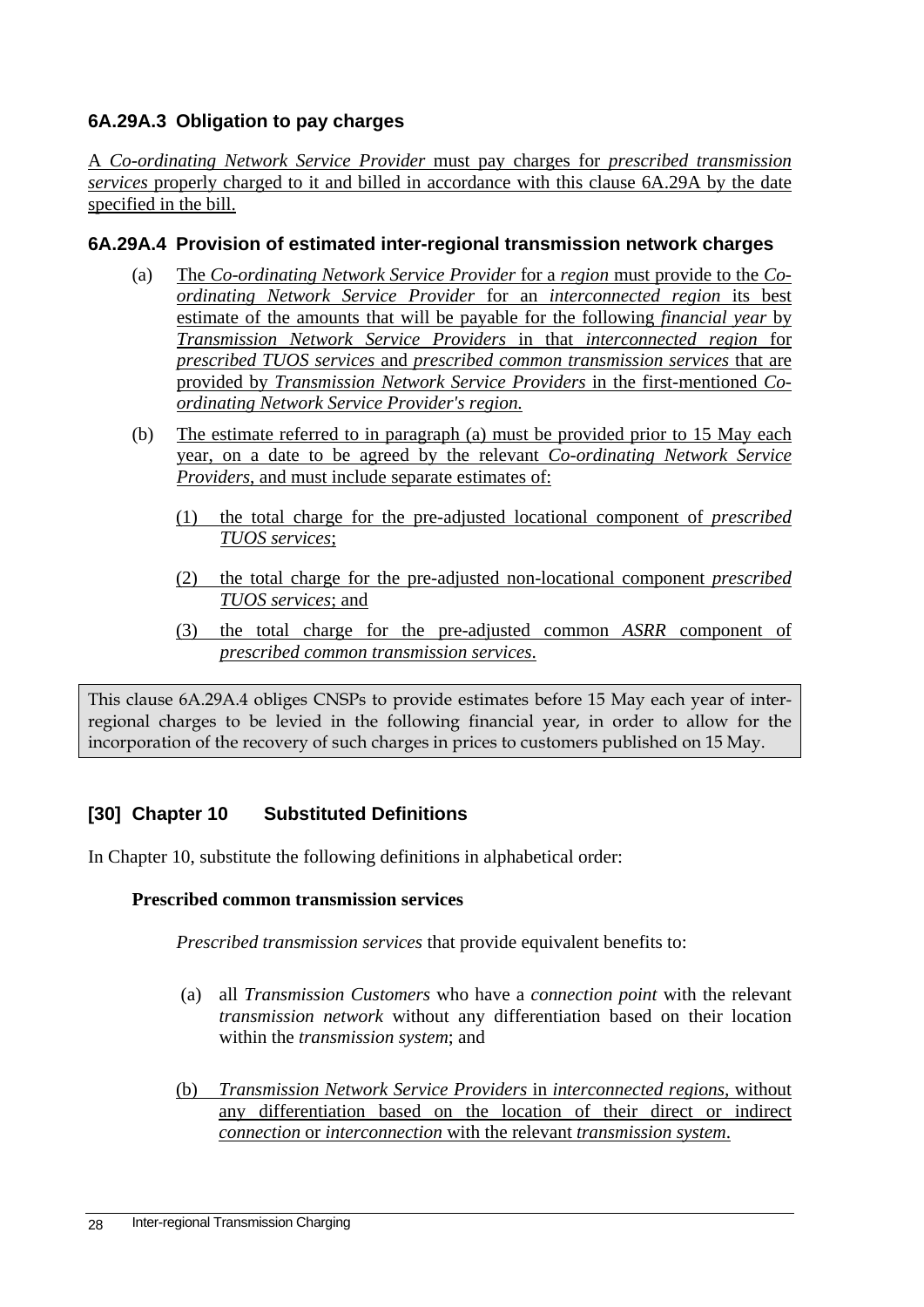### 6A.29A.3 Obligation to pay charges

A *Co-ordinating Network Service Provider* must pay charges for *prescribed transmission services* properly charged to it and billed in accordance with this clause 6A.29A by the date specified in the bill.

### 6A.29A.4 Provision of estimated inter-regional transmission network charges

(a) The *Co-ordinating Network Service Provider* for a *region* must provide to the *Co-ordinating Network Service Provider* for an *interconnected region* its best estimate of the amounts that will be payable for the following *financial year* by *Transmission Network Service Providers* in that *interconnected region* for *prescribed TUOS services* and *prescribed common transmission services* that are provided by *Transmission Network Service Providers* in the first-mentioned *Co-ordinating Network Service Provider's region.*

(b) The estimate referred to in paragraph (a) must be provided prior to 15 May each year, on a date to be agreed by the relevant *Co-ordinating Network Service Providers*, and must include separate estimates of:

(1) the total charge for the pre-adjusted locational component of *prescribed TUOS services*;

(2) the total charge for the pre-adjusted non-locational component *prescribed TUOS services*; and

(3) the total charge for the pre-adjusted common *ASRR* component of *prescribed common transmission services*.

> This clause 6A.29A.4 obliges CNSPs to provide estimates before 15 May each year of inter-regional charges to be levied in the following financial year, in order to allow for the incorporation of the recovery of such charges in prices to customers published on 15 May.

## [30] Chapter 10 Substituted Definitions

In Chapter 10, substitute the following definitions in alphabetical order:

**Prescribed common transmission services**

*Prescribed transmission services* that provide equivalent benefits to:

(a) all *Transmission Customers* who have a *connection point* with the relevant *transmission network* without any differentiation based on their location within the *transmission system*; and

(b) *Transmission Network Service Providers* in *interconnected regions*, without any differentiation based on the location of their direct or indirect *connection* or *interconnection* with the relevant *transmission system*.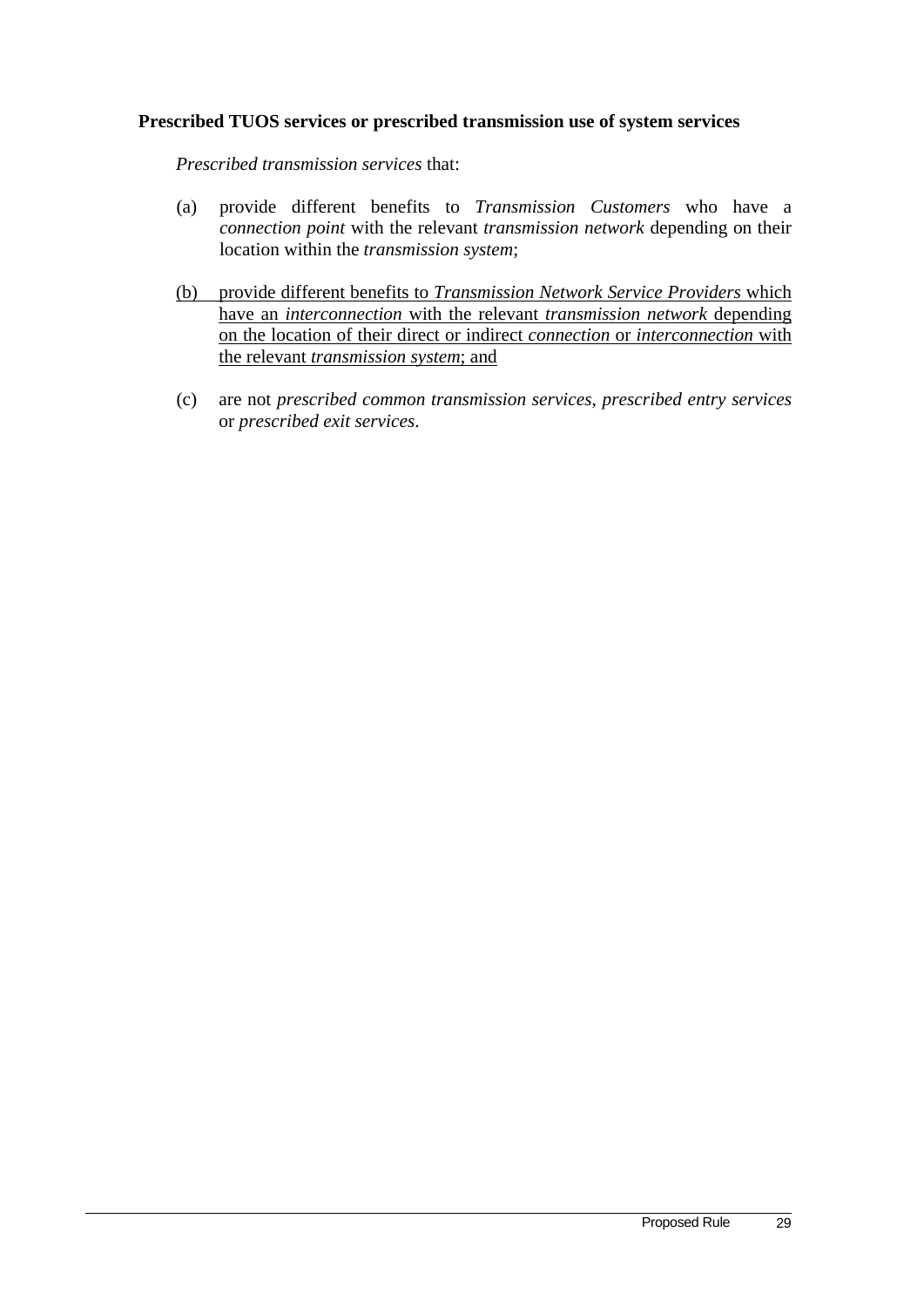**Prescribed TUOS services or prescribed transmission use of system services**

*Prescribed transmission services* that:

(a) provide different benefits to *Transmission Customers* who have a *connection point* with the relevant *transmission network* depending on their location within the *transmission system*;

<u>(b) provide different benefits to *Transmission Network Service Providers* which have an *interconnection* with the relevant *transmission network* depending on the location of their direct or indirect *connection* or *interconnection* with the relevant *transmission system*; and</u>

(c) are not *prescribed common transmission services*, *prescribed entry services* or *prescribed exit services*.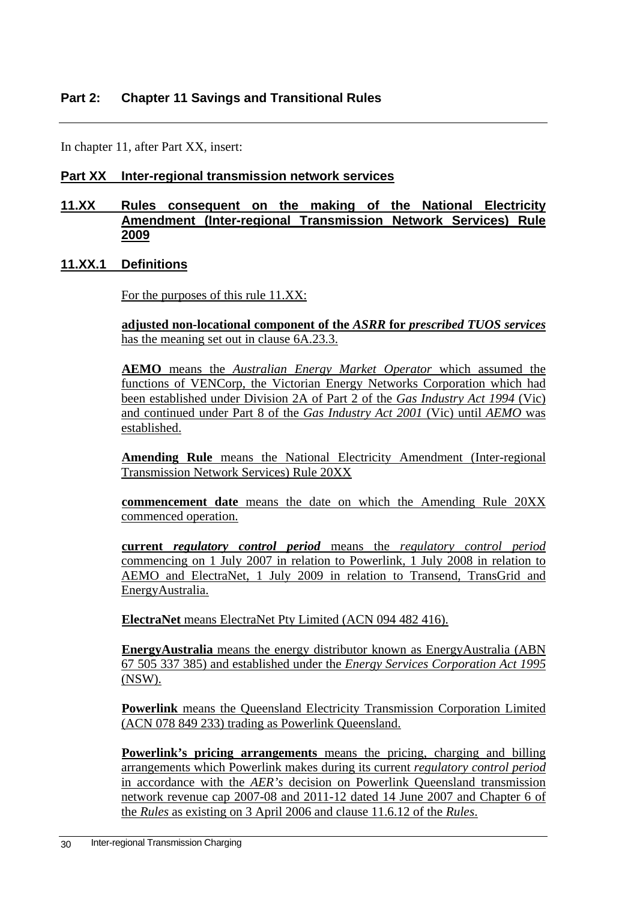## Part 2: Chapter 11 Savings and Transitional Rules

In chapter 11, after Part XX, insert:

### Part XX Inter-regional transmission network services

### 11.XX Rules consequent on the making of the National Electricity Amendment (Inter-regional Transmission Network Services) Rule 2009

### 11.XX.1 Definitions

For the purposes of this rule 11.XX:

**adjusted non-locational component of the *ASRR* for *prescribed TUOS services*** has the meaning set out in clause 6A.23.3.

**AEMO** means the *Australian Energy Market Operator* which assumed the functions of VENCorp, the Victorian Energy Networks Corporation which had been established under Division 2A of Part 2 of the *Gas Industry Act 1994* (Vic) and continued under Part 8 of the *Gas Industry Act 2001* (Vic) until *AEMO* was established.

**Amending Rule** means the National Electricity Amendment (Inter-regional Transmission Network Services) Rule 20XX

**commencement date** means the date on which the Amending Rule 20XX commenced operation.

**current *regulatory control period*** means the *regulatory control period* commencing on 1 July 2007 in relation to Powerlink, 1 July 2008 in relation to AEMO and ElectraNet, 1 July 2009 in relation to Transend, TransGrid and EnergyAustralia.

**ElectraNet** means ElectraNet Pty Limited (ACN 094 482 416).

**EnergyAustralia** means the energy distributor known as EnergyAustralia (ABN 67 505 337 385) and established under the *Energy Services Corporation Act 1995* (NSW).

**Powerlink** means the Queensland Electricity Transmission Corporation Limited (ACN 078 849 233) trading as Powerlink Queensland.

**Powerlink's pricing arrangements** means the pricing, charging and billing arrangements which Powerlink makes during its current *regulatory control period* in accordance with the *AER's* decision on Powerlink Queensland transmission network revenue cap 2007-08 and 2011-12 dated 14 June 2007 and Chapter 6 of the *Rules* as existing on 3 April 2006 and clause 11.6.12 of the *Rules*.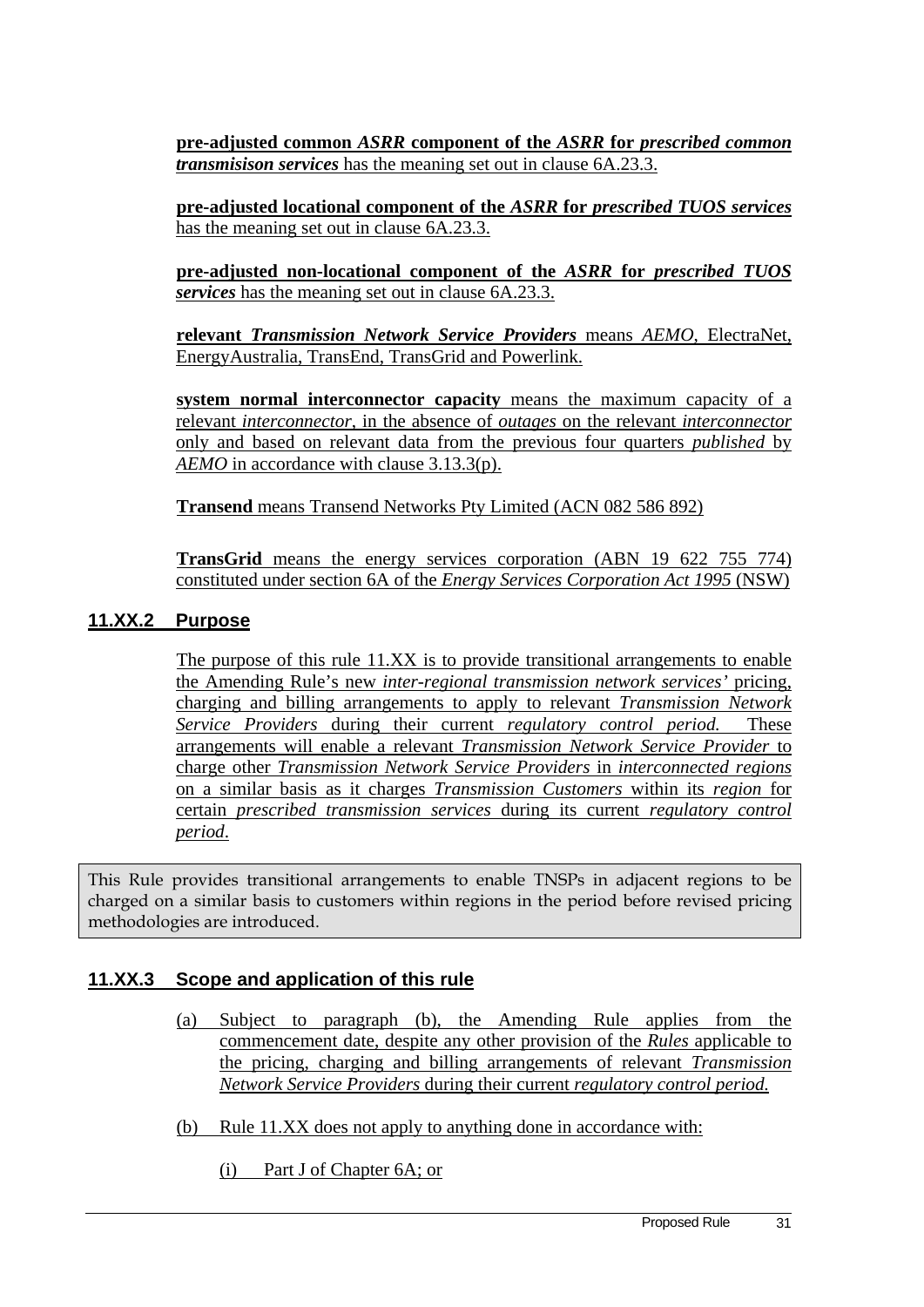**pre-adjusted common *ASRR* component of the *ASRR* for *prescribed common transmisison services*** has the meaning set out in clause 6A.23.3.

**pre-adjusted locational component of the *ASRR* for *prescribed TUOS services*** has the meaning set out in clause 6A.23.3.

**pre-adjusted non-locational component of the *ASRR* for *prescribed TUOS services*** has the meaning set out in clause 6A.23.3.

**relevant *Transmission Network Service Providers*** means *AEMO*, ElectraNet, EnergyAustralia, TransEnd, TransGrid and Powerlink.

**system normal interconnector capacity** means the maximum capacity of a relevant *interconnector*, in the absence of *outages* on the relevant *interconnector* only and based on relevant data from the previous four quarters *published* by *AEMO* in accordance with clause 3.13.3(p).

**Transend** means Transend Networks Pty Limited (ACN 082 586 892)

**TransGrid** means the energy services corporation (ABN 19 622 755 774) constituted under section 6A of the *Energy Services Corporation Act 1995* (NSW)

### 11.XX.2 Purpose

The purpose of this rule 11.XX is to provide transitional arrangements to enable the Amending Rule's new *inter-regional transmission network services'* pricing, charging and billing arrangements to apply to relevant *Transmission Network Service Providers* during their current *regulatory control period.* These arrangements will enable a relevant *Transmission Network Service Provider* to charge other *Transmission Network Service Providers* in *interconnected regions* on a similar basis as it charges *Transmission Customers* within its *region* for certain *prescribed transmission services* during its current *regulatory control period*.

This Rule provides transitional arrangements to enable TNSPs in adjacent regions to be charged on a similar basis to customers within regions in the period before revised pricing methodologies are introduced.

### 11.XX.3 Scope and application of this rule

(a) Subject to paragraph (b), the Amending Rule applies from the commencement date, despite any other provision of the *Rules* applicable to the pricing, charging and billing arrangements of relevant *Transmission Network Service Providers* during their current *regulatory control period.*

(b) Rule 11.XX does not apply to anything done in accordance with:

(i) Part J of Chapter 6A; or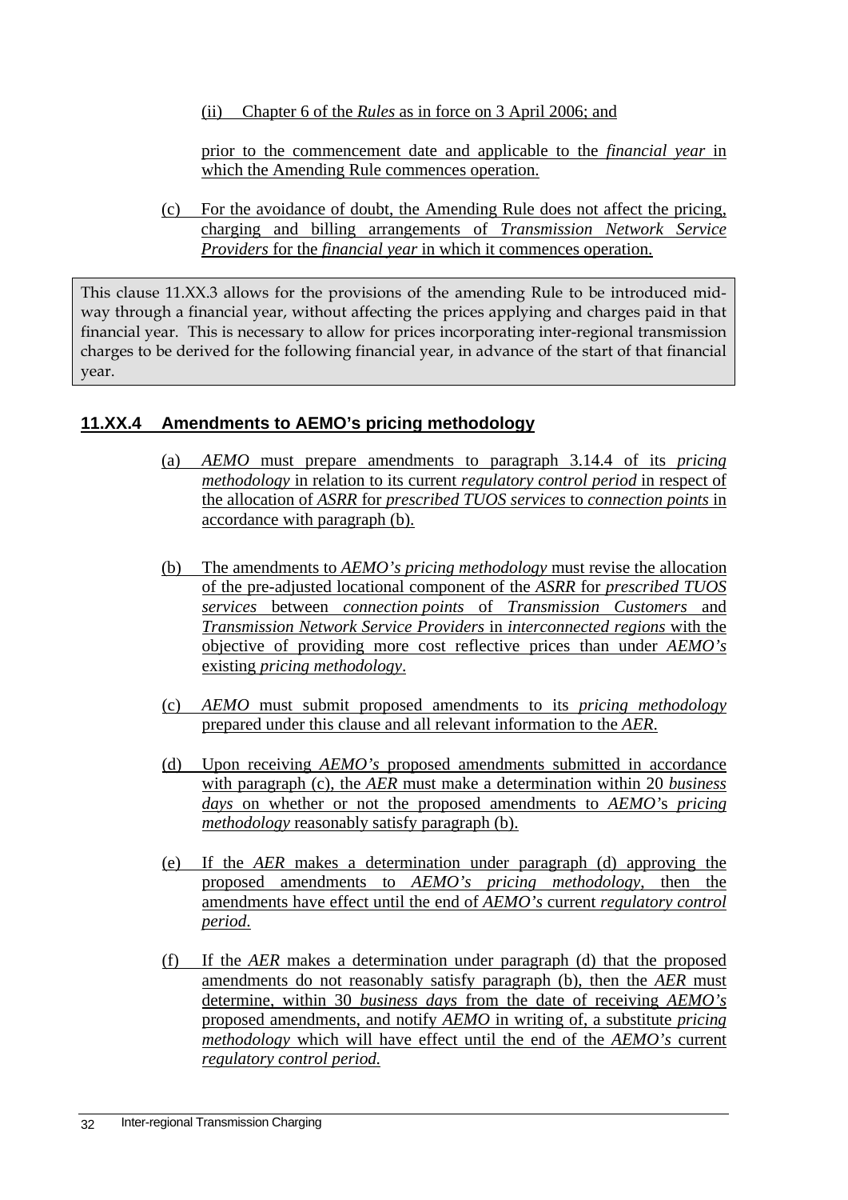(ii) Chapter 6 of the *Rules* as in force on 3 April 2006; and

prior to the commencement date and applicable to the *financial year* in which the Amending Rule commences operation.

(c) For the avoidance of doubt, the Amending Rule does not affect the pricing, charging and billing arrangements of *Transmission Network Service Providers* for the *financial year* in which it commences operation.

> This clause 11.XX.3 allows for the provisions of the amending Rule to be introduced mid-way through a financial year, without affecting the prices applying and charges paid in that financial year. This is necessary to allow for prices incorporating inter-regional transmission charges to be derived for the following financial year, in advance of the start of that financial year.

### 11.XX.4 Amendments to AEMO's pricing methodology

(a) *AEMO* must prepare amendments to paragraph 3.14.4 of its *pricing methodology* in relation to its current *regulatory control period* in respect of the allocation of *ASRR* for *prescribed TUOS services* to *connection points* in accordance with paragraph (b).

(b) The amendments to *AEMO's pricing methodology* must revise the allocation of the pre-adjusted locational component of the *ASRR* for *prescribed TUOS services* between *connection points* of *Transmission Customers* and *Transmission Network Service Providers* in *interconnected regions* with the objective of providing more cost reflective prices than under *AEMO's* existing *pricing methodology*.

(c) *AEMO* must submit proposed amendments to its *pricing methodology* prepared under this clause and all relevant information to the *AER*.

(d) Upon receiving *AEMO's* proposed amendments submitted in accordance with paragraph (c), the *AER* must make a determination within 20 *business days* on whether or not the proposed amendments to *AEMO*'s *pricing methodology* reasonably satisfy paragraph (b).

(e) If the *AER* makes a determination under paragraph (d) approving the proposed amendments to *AEMO's pricing methodology*, then the amendments have effect until the end of *AEMO's* current *regulatory control period.*

(f) If the *AER* makes a determination under paragraph (d) that the proposed amendments do not reasonably satisfy paragraph (b), then the *AER* must determine, within 30 *business days* from the date of receiving *AEMO's* proposed amendments, and notify *AEMO* in writing of, a substitute *pricing methodology* which will have effect until the end of the *AEMO's* current *regulatory control period.*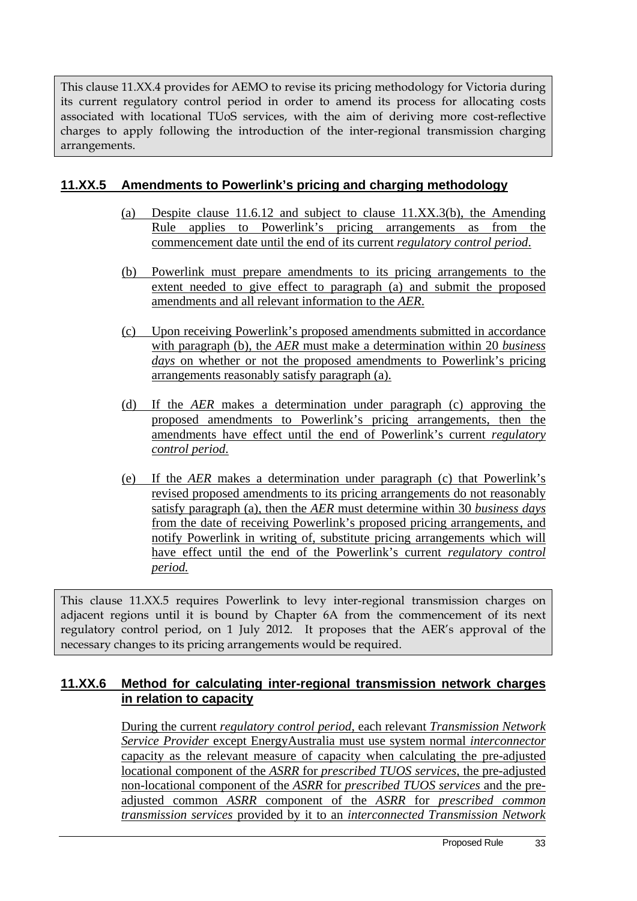This clause 11.XX.4 provides for AEMO to revise its pricing methodology for Victoria during its current regulatory control period in order to amend its process for allocating costs associated with locational TUoS services, with the aim of deriving more cost-reflective charges to apply following the introduction of the inter-regional transmission charging arrangements.

### 11.XX.5 Amendments to Powerlink's pricing and charging methodology

(a) Despite clause 11.6.12 and subject to clause 11.XX.3(b), the Amending Rule applies to Powerlink's pricing arrangements as from the commencement date until the end of its current *regulatory control period*.

(b) Powerlink must prepare amendments to its pricing arrangements to the extent needed to give effect to paragraph (a) and submit the proposed amendments and all relevant information to the *AER*.

(c) Upon receiving Powerlink's proposed amendments submitted in accordance with paragraph (b), the *AER* must make a determination within 20 *business days* on whether or not the proposed amendments to Powerlink's pricing arrangements reasonably satisfy paragraph (a).

(d) If the *AER* makes a determination under paragraph (c) approving the proposed amendments to Powerlink's pricing arrangements, then the amendments have effect until the end of Powerlink's current *regulatory control period*.

(e) If the *AER* makes a determination under paragraph (c) that Powerlink's revised proposed amendments to its pricing arrangements do not reasonably satisfy paragraph (a), then the *AER* must determine within 30 *business days* from the date of receiving Powerlink's proposed pricing arrangements, and notify Powerlink in writing of, substitute pricing arrangements which will have effect until the end of the Powerlink's current *regulatory control period.*

This clause 11.XX.5 requires Powerlink to levy inter-regional transmission charges on adjacent regions until it is bound by Chapter 6A from the commencement of its next regulatory control period, on 1 July 2012. It proposes that the AER's approval of the necessary changes to its pricing arrangements would be required.

### 11.XX.6 Method for calculating inter-regional transmission network charges in relation to capacity

During the current *regulatory control period*, each relevant *Transmission Network Service Provider* except EnergyAustralia must use system normal *interconnector* capacity as the relevant measure of capacity when calculating the pre-adjusted locational component of the *ASRR* for *prescribed TUOS services*, the pre-adjusted non-locational component of the *ASRR* for *prescribed TUOS services* and the pre-adjusted common *ASRR* component of the *ASRR* for *prescribed common transmission services* provided by it to an *interconnected Transmission Network*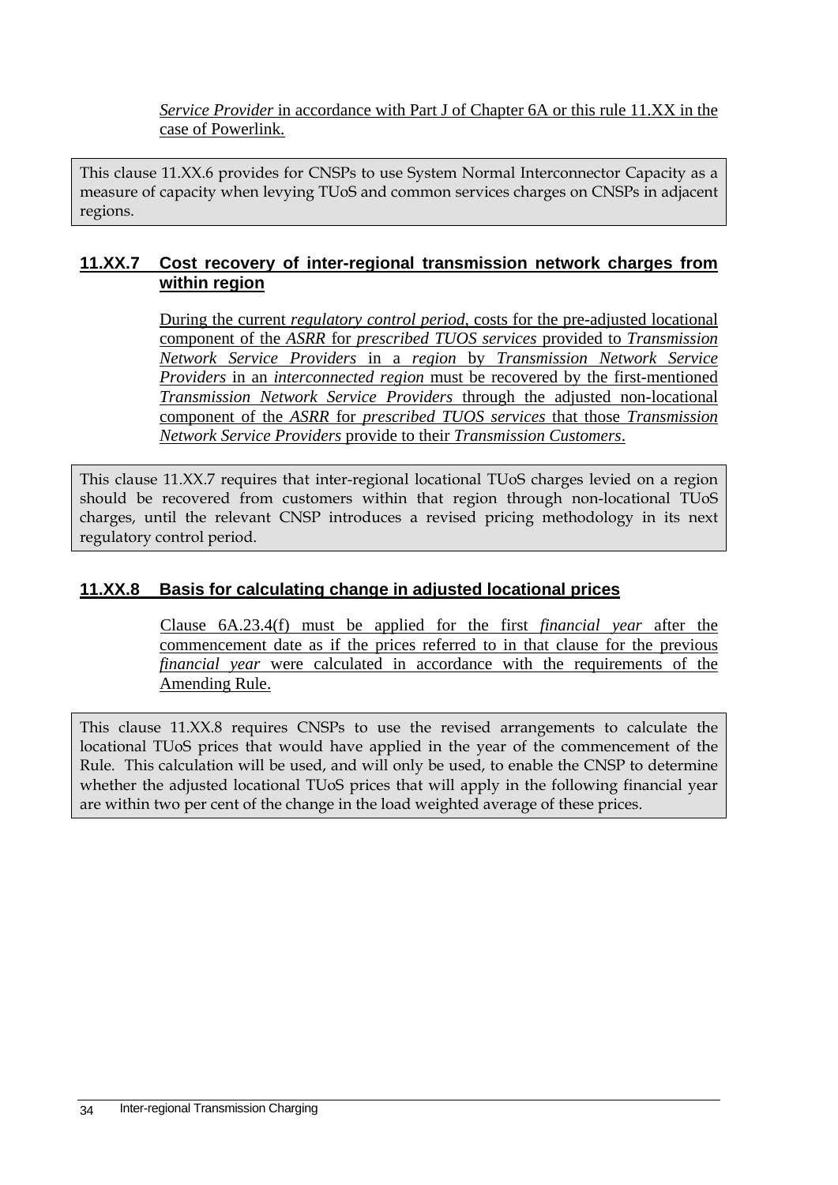Service Provider in accordance with Part J of Chapter 6A or this rule 11.XX in the case of Powerlink.

This clause 11.XX.6 provides for CNSPs to use System Normal Interconnector Capacity as a measure of capacity when levying TUoS and common services charges on CNSPs in adjacent regions.

### 11.XX.7 Cost recovery of inter-regional transmission network charges from within region

During the current *regulatory control period*, costs for the pre-adjusted locational component of the *ASRR* for *prescribed TUOS services* provided to *Transmission Network Service Providers* in a *region* by *Transmission Network Service Providers* in an *interconnected region* must be recovered by the first-mentioned *Transmission Network Service Providers* through the adjusted non-locational component of the *ASRR* for *prescribed TUOS services* that those *Transmission Network Service Providers* provide to their *Transmission Customers*.

This clause 11.XX.7 requires that inter-regional locational TUoS charges levied on a region should be recovered from customers within that region through non-locational TUoS charges, until the relevant CNSP introduces a revised pricing methodology in its next regulatory control period.

### 11.XX.8 Basis for calculating change in adjusted locational prices

Clause 6A.23.4(f) must be applied for the first *financial year* after the commencement date as if the prices referred to in that clause for the previous *financial year* were calculated in accordance with the requirements of the Amending Rule.

This clause 11.XX.8 requires CNSPs to use the revised arrangements to calculate the locational TUoS prices that would have applied in the year of the commencement of the Rule. This calculation will be used, and will only be used, to enable the CNSP to determine whether the adjusted locational TUoS prices that will apply in the following financial year are within two per cent of the change in the load weighted average of these prices.